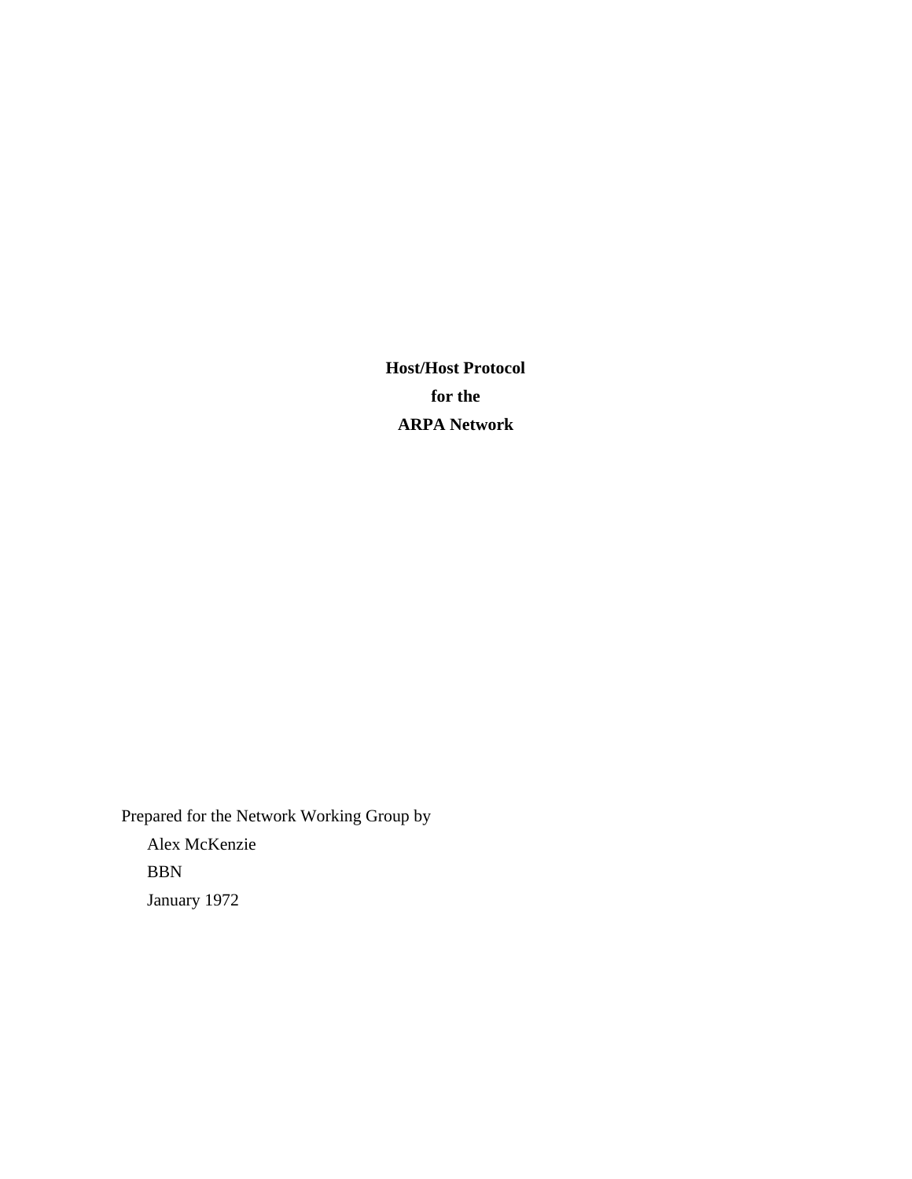# Host/Host Protocol
# for the
# ARPA Network

Prepared for the Network Working Group by

Alex McKenzie

BBN

January 1972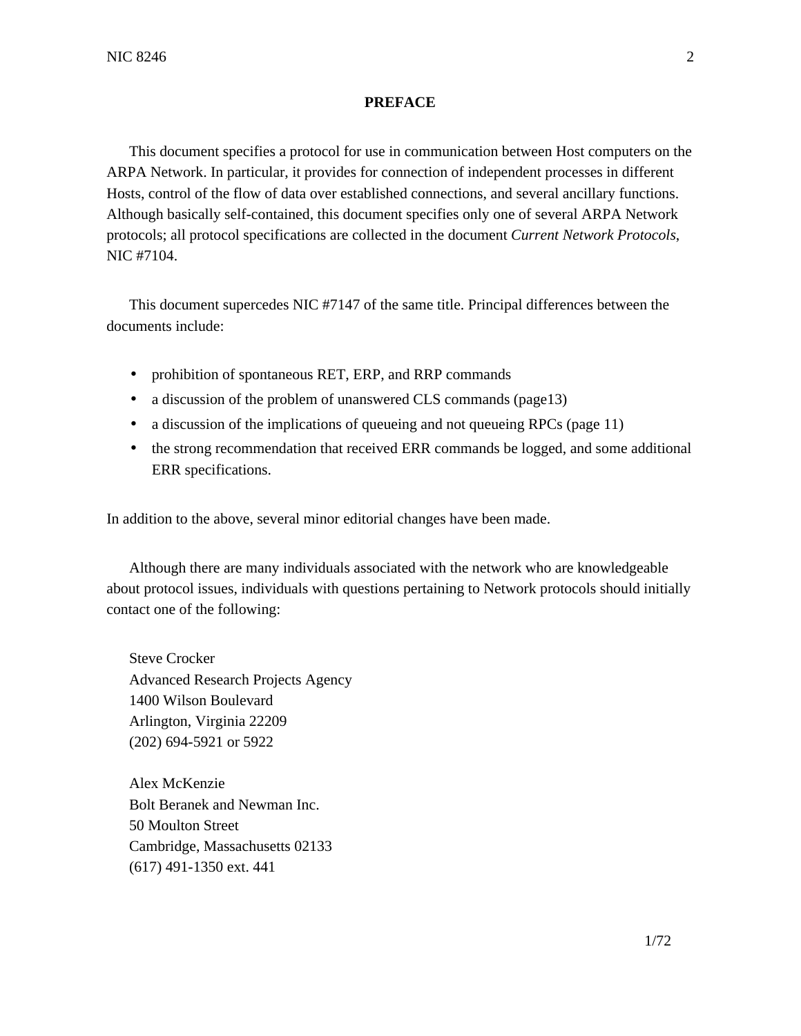## PREFACE

This document specifies a protocol for use in communication between Host computers on the ARPA Network. In particular, it provides for connection of independent processes in different Hosts, control of the flow of data over established connections, and several ancillary functions. Although basically self-contained, this document specifies only one of several ARPA Network protocols; all protocol specifications are collected in the document *Current Network Protocols*, NIC #7104.

This document supercedes NIC #7147 of the same title. Principal differences between the documents include:

- prohibition of spontaneous RET, ERP, and RRP commands
- a discussion of the problem of unanswered CLS commands (page13)
- a discussion of the implications of queueing and not queueing RPCs (page 11)
- the strong recommendation that received ERR commands be logged, and some additional ERR specifications.

In addition to the above, several minor editorial changes have been made.

Although there are many individuals associated with the network who are knowledgeable about protocol issues, individuals with questions pertaining to Network protocols should initially contact one of the following:

Steve Crocker
Advanced Research Projects Agency
1400 Wilson Boulevard
Arlington, Virginia 22209
(202) 694-5921 or 5922

Alex McKenzie
Bolt Beranek and Newman Inc.
50 Moulton Street
Cambridge, Massachusetts 02133
(617) 491-1350 ext. 441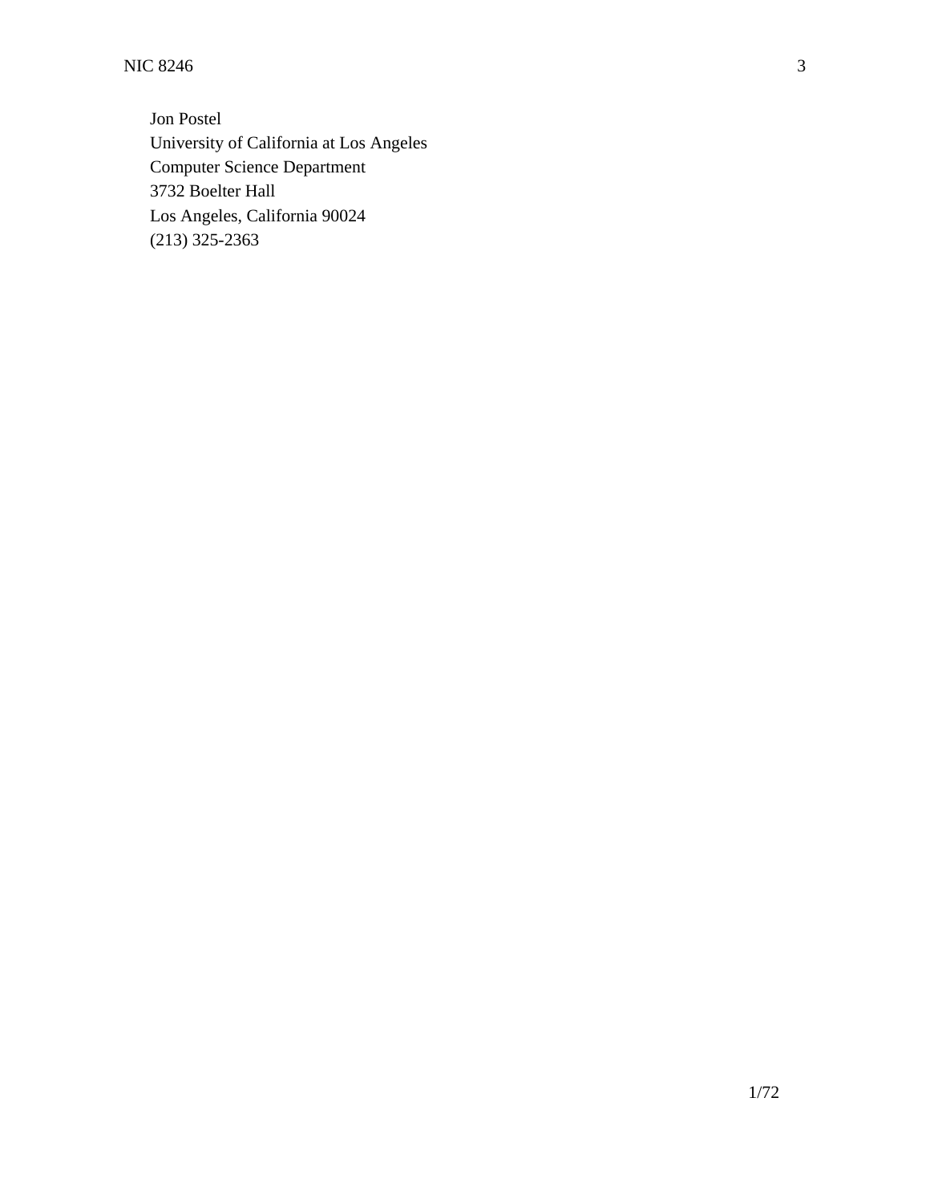Jon Postel
University of California at Los Angeles
Computer Science Department
3732 Boelter Hall
Los Angeles, California 90024
(213) 325-2363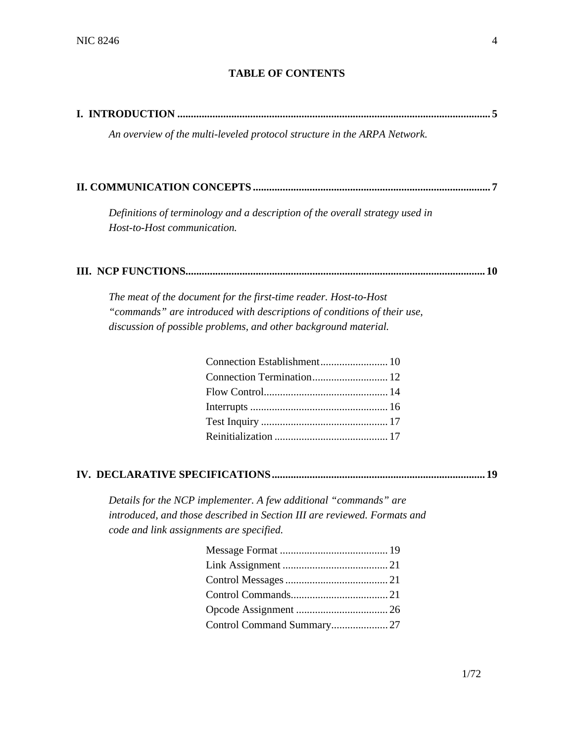## TABLE OF CONTENTS

**I. INTRODUCTION** ........ **5**

*An overview of the multi-leveled protocol structure in the ARPA Network.*

**II. COMMUNICATION CONCEPTS** ........ **7**

*Definitions of terminology and a description of the overall strategy used in Host-to-Host communication.*

**III. NCP FUNCTIONS** ........ **10**

*The meat of the document for the first-time reader. Host-to-Host "commands" are introduced with descriptions of conditions of their use, discussion of possible problems, and other background material.*

- Connection Establishment ........ 10
- Connection Termination ........ 12
- Flow Control ........ 14
- Interrupts ........ 16
- Test Inquiry ........ 17
- Reinitialization ........ 17

**IV. DECLARATIVE SPECIFICATIONS** ........ **19**

*Details for the NCP implementer. A few additional "commands" are introduced, and those described in Section III are reviewed. Formats and code and link assignments are specified.*

- Message Format ........ 19
- Link Assignment ........ 21
- Control Messages ........ 21
- Control Commands ........ 21
- Opcode Assignment ........ 26
- Control Command Summary ........ 27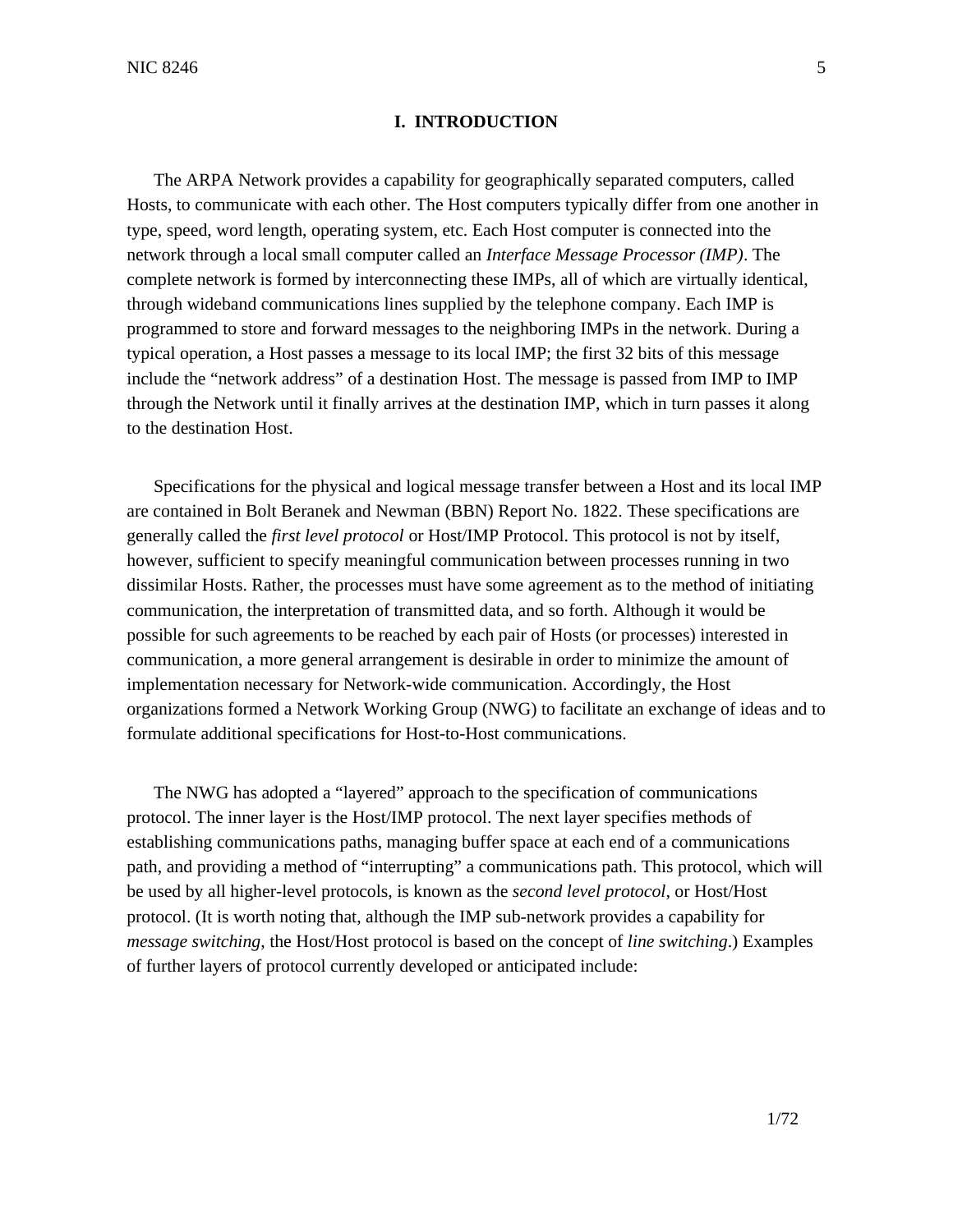# I. INTRODUCTION

The ARPA Network provides a capability for geographically separated computers, called Hosts, to communicate with each other. The Host computers typically differ from one another in type, speed, word length, operating system, etc. Each Host computer is connected into the network through a local small computer called an *Interface Message Processor (IMP)*. The complete network is formed by interconnecting these IMPs, all of which are virtually identical, through wideband communications lines supplied by the telephone company. Each IMP is programmed to store and forward messages to the neighboring IMPs in the network. During a typical operation, a Host passes a message to its local IMP; the first 32 bits of this message include the "network address" of a destination Host. The message is passed from IMP to IMP through the Network until it finally arrives at the destination IMP, which in turn passes it along to the destination Host.

Specifications for the physical and logical message transfer between a Host and its local IMP are contained in Bolt Beranek and Newman (BBN) Report No. 1822. These specifications are generally called the *first level protocol* or Host/IMP Protocol. This protocol is not by itself, however, sufficient to specify meaningful communication between processes running in two dissimilar Hosts. Rather, the processes must have some agreement as to the method of initiating communication, the interpretation of transmitted data, and so forth. Although it would be possible for such agreements to be reached by each pair of Hosts (or processes) interested in communication, a more general arrangement is desirable in order to minimize the amount of implementation necessary for Network-wide communication. Accordingly, the Host organizations formed a Network Working Group (NWG) to facilitate an exchange of ideas and to formulate additional specifications for Host-to-Host communications.

The NWG has adopted a "layered" approach to the specification of communications protocol. The inner layer is the Host/IMP protocol. The next layer specifies methods of establishing communications paths, managing buffer space at each end of a communications path, and providing a method of "interrupting" a communications path. This protocol, which will be used by all higher-level protocols, is known as the *second level protocol*, or Host/Host protocol. (It is worth noting that, although the IMP sub-network provides a capability for *message switching*, the Host/Host protocol is based on the concept of *line switching*.) Examples of further layers of protocol currently developed or anticipated include: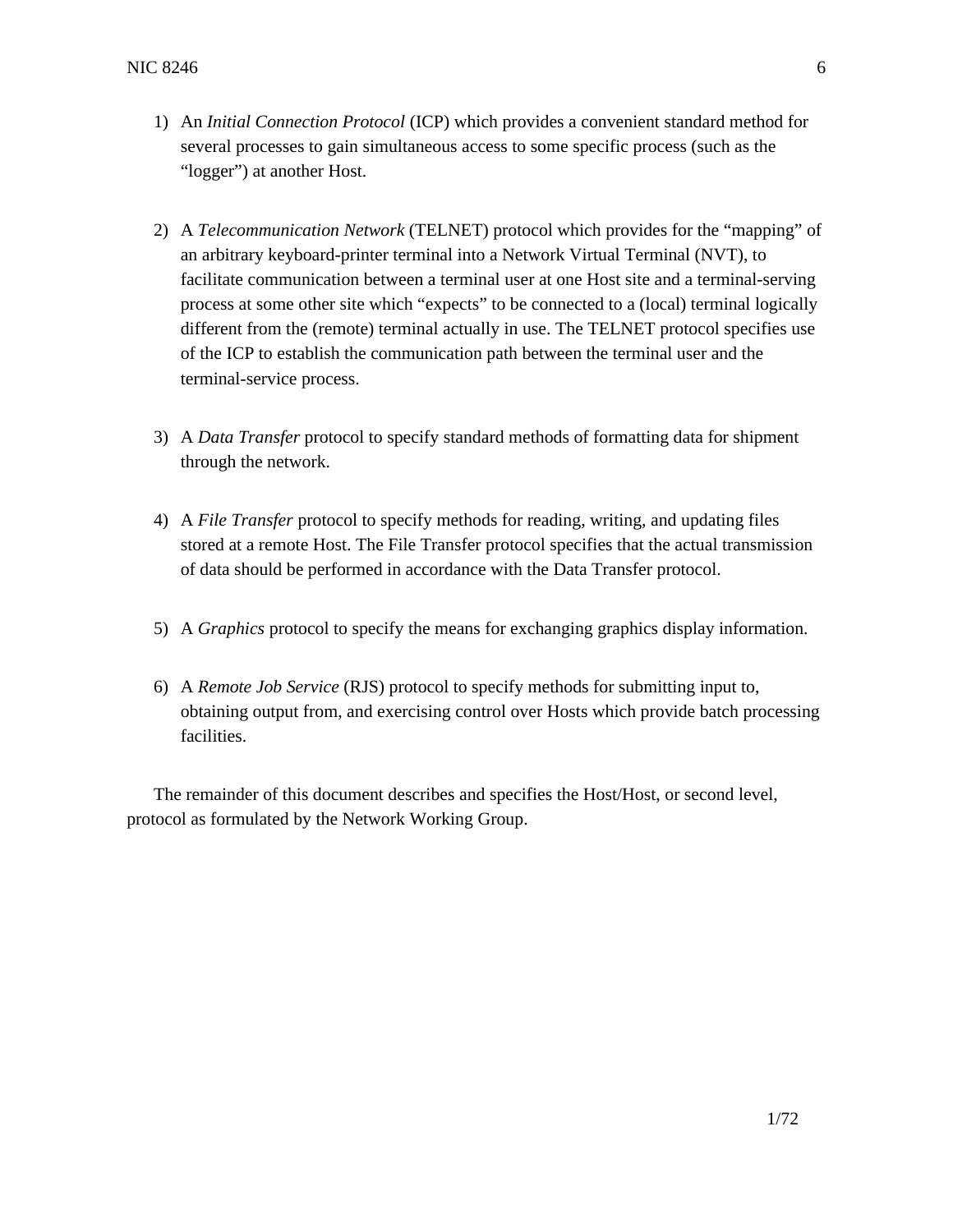1) An *Initial Connection Protocol* (ICP) which provides a convenient standard method for several processes to gain simultaneous access to some specific process (such as the “logger”) at another Host.

2) A *Telecommunication Network* (TELNET) protocol which provides for the “mapping” of an arbitrary keyboard-printer terminal into a Network Virtual Terminal (NVT), to facilitate communication between a terminal user at one Host site and a terminal-serving process at some other site which “expects” to be connected to a (local) terminal logically different from the (remote) terminal actually in use. The TELNET protocol specifies use of the ICP to establish the communication path between the terminal user and the terminal-service process.

3) A *Data Transfer* protocol to specify standard methods of formatting data for shipment through the network.

4) A *File Transfer* protocol to specify methods for reading, writing, and updating files stored at a remote Host. The File Transfer protocol specifies that the actual transmission of data should be performed in accordance with the Data Transfer protocol.

5) A *Graphics* protocol to specify the means for exchanging graphics display information.

6) A *Remote Job Service* (RJS) protocol to specify methods for submitting input to, obtaining output from, and exercising control over Hosts which provide batch processing facilities.

The remainder of this document describes and specifies the Host/Host, or second level, protocol as formulated by the Network Working Group.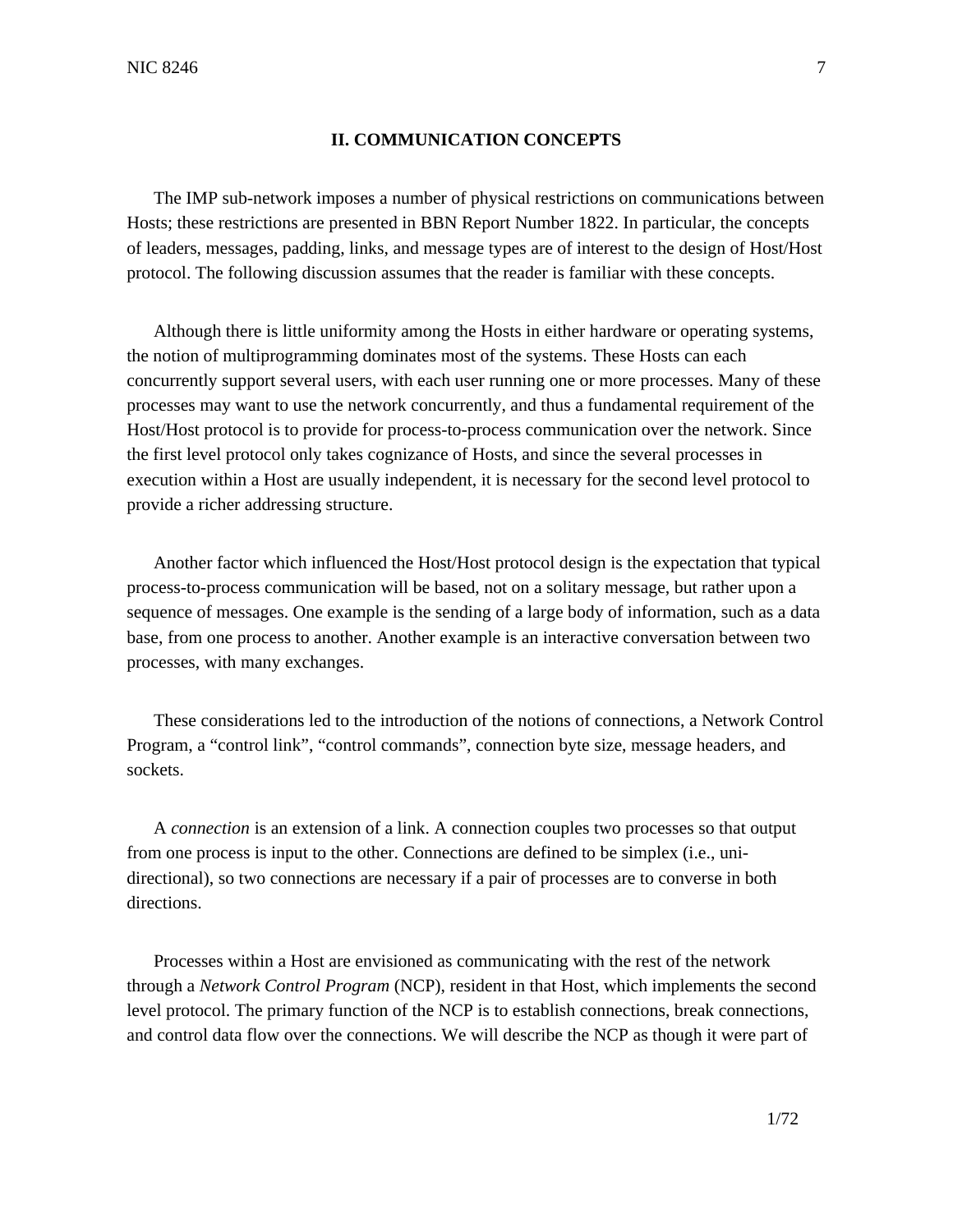## II. COMMUNICATION CONCEPTS

The IMP sub-network imposes a number of physical restrictions on communications between Hosts; these restrictions are presented in BBN Report Number 1822. In particular, the concepts of leaders, messages, padding, links, and message types are of interest to the design of Host/Host protocol. The following discussion assumes that the reader is familiar with these concepts.

Although there is little uniformity among the Hosts in either hardware or operating systems, the notion of multiprogramming dominates most of the systems. These Hosts can each concurrently support several users, with each user running one or more processes. Many of these processes may want to use the network concurrently, and thus a fundamental requirement of the Host/Host protocol is to provide for process-to-process communication over the network. Since the first level protocol only takes cognizance of Hosts, and since the several processes in execution within a Host are usually independent, it is necessary for the second level protocol to provide a richer addressing structure.

Another factor which influenced the Host/Host protocol design is the expectation that typical process-to-process communication will be based, not on a solitary message, but rather upon a sequence of messages. One example is the sending of a large body of information, such as a data base, from one process to another. Another example is an interactive conversation between two processes, with many exchanges.

These considerations led to the introduction of the notions of connections, a Network Control Program, a “control link”, “control commands”, connection byte size, message headers, and sockets.

A *connection* is an extension of a link. A connection couples two processes so that output from one process is input to the other. Connections are defined to be simplex (i.e., uni-directional), so two connections are necessary if a pair of processes are to converse in both directions.

Processes within a Host are envisioned as communicating with the rest of the network through a *Network Control Program* (NCP), resident in that Host, which implements the second level protocol. The primary function of the NCP is to establish connections, break connections, and control data flow over the connections. We will describe the NCP as though it were part of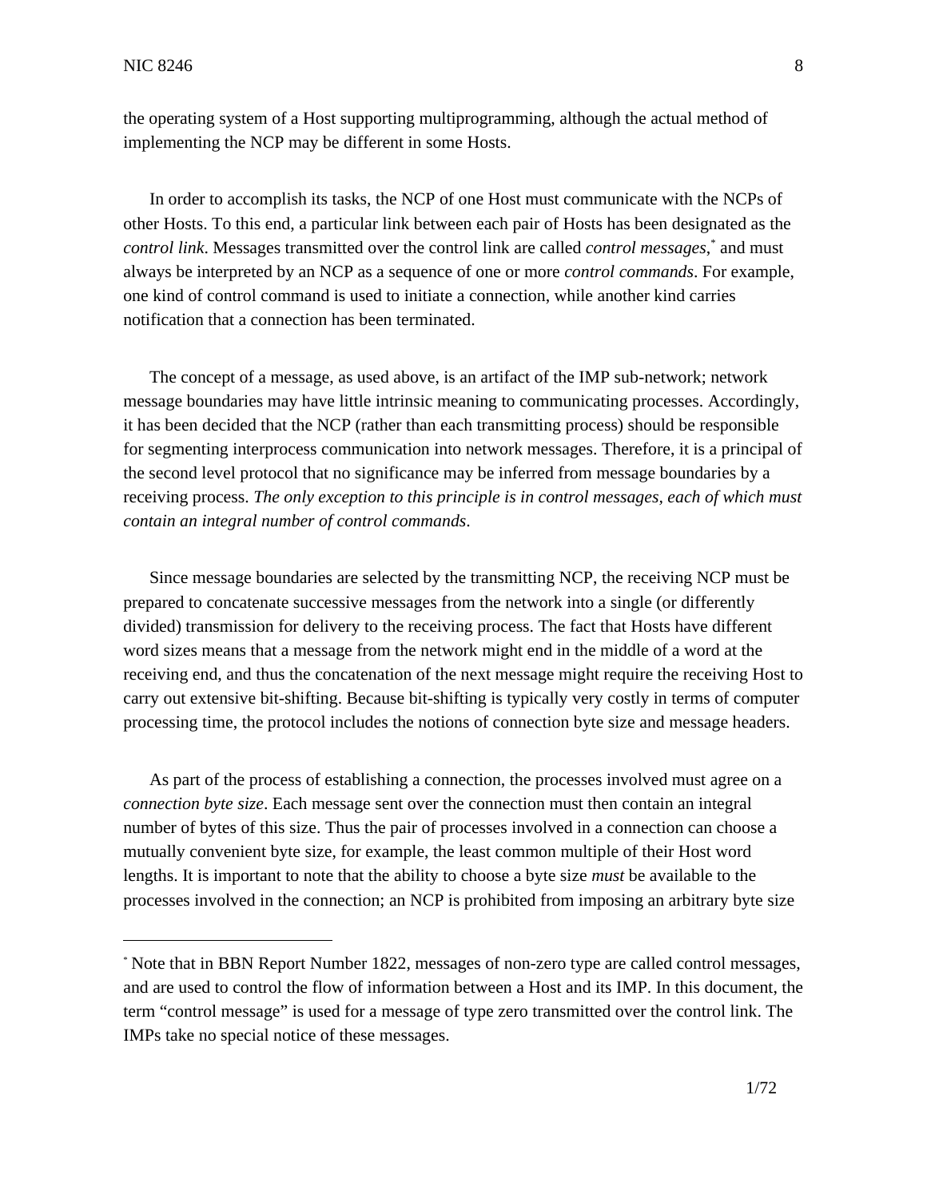the operating system of a Host supporting multiprogramming, although the actual method of implementing the NCP may be different in some Hosts.

In order to accomplish its tasks, the NCP of one Host must communicate with the NCPs of other Hosts. To this end, a particular link between each pair of Hosts has been designated as the *control link*. Messages transmitted over the control link are called *control messages*,[*] and must always be interpreted by an NCP as a sequence of one or more *control commands*. For example, one kind of control command is used to initiate a connection, while another kind carries notification that a connection has been terminated.

The concept of a message, as used above, is an artifact of the IMP sub-network; network message boundaries may have little intrinsic meaning to communicating processes. Accordingly, it has been decided that the NCP (rather than each transmitting process) should be responsible for segmenting interprocess communication into network messages. Therefore, it is a principal of the second level protocol that no significance may be inferred from message boundaries by a receiving process. *The only exception to this principle is in control messages, each of which must contain an integral number of control commands*.

Since message boundaries are selected by the transmitting NCP, the receiving NCP must be prepared to concatenate successive messages from the network into a single (or differently divided) transmission for delivery to the receiving process. The fact that Hosts have different word sizes means that a message from the network might end in the middle of a word at the receiving end, and thus the concatenation of the next message might require the receiving Host to carry out extensive bit-shifting. Because bit-shifting is typically very costly in terms of computer processing time, the protocol includes the notions of connection byte size and message headers.

As part of the process of establishing a connection, the processes involved must agree on a *connection byte size*. Each message sent over the connection must then contain an integral number of bytes of this size. Thus the pair of processes involved in a connection can choose a mutually convenient byte size, for example, the least common multiple of their Host word lengths. It is important to note that the ability to choose a byte size *must* be available to the processes involved in the connection; an NCP is prohibited from imposing an arbitrary byte size

---

[*] Note that in BBN Report Number 1822, messages of non-zero type are called control messages, and are used to control the flow of information between a Host and its IMP. In this document, the term "control message" is used for a message of type zero transmitted over the control link. The IMPs take no special notice of these messages.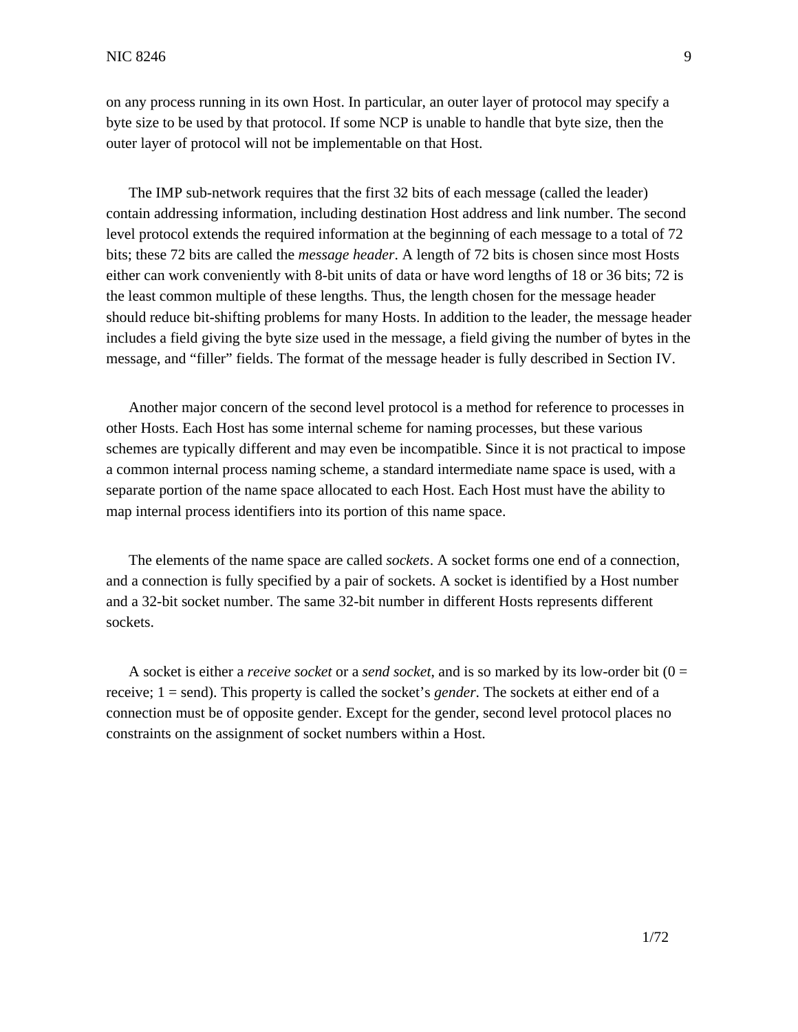on any process running in its own Host. In particular, an outer layer of protocol may specify a byte size to be used by that protocol. If some NCP is unable to handle that byte size, then the outer layer of protocol will not be implementable on that Host.

The IMP sub-network requires that the first 32 bits of each message (called the leader) contain addressing information, including destination Host address and link number. The second level protocol extends the required information at the beginning of each message to a total of 72 bits; these 72 bits are called the *message header*. A length of 72 bits is chosen since most Hosts either can work conveniently with 8-bit units of data or have word lengths of 18 or 36 bits; 72 is the least common multiple of these lengths. Thus, the length chosen for the message header should reduce bit-shifting problems for many Hosts. In addition to the leader, the message header includes a field giving the byte size used in the message, a field giving the number of bytes in the message, and “filler” fields. The format of the message header is fully described in Section IV.

Another major concern of the second level protocol is a method for reference to processes in other Hosts. Each Host has some internal scheme for naming processes, but these various schemes are typically different and may even be incompatible. Since it is not practical to impose a common internal process naming scheme, a standard intermediate name space is used, with a separate portion of the name space allocated to each Host. Each Host must have the ability to map internal process identifiers into its portion of this name space.

The elements of the name space are called *sockets*. A socket forms one end of a connection, and a connection is fully specified by a pair of sockets. A socket is identified by a Host number and a 32-bit socket number. The same 32-bit number in different Hosts represents different sockets.

A socket is either a *receive socket* or a *send socket*, and is so marked by its low-order bit (0 = receive; 1 = send). This property is called the socket’s *gender*. The sockets at either end of a connection must be of opposite gender. Except for the gender, second level protocol places no constraints on the assignment of socket numbers within a Host.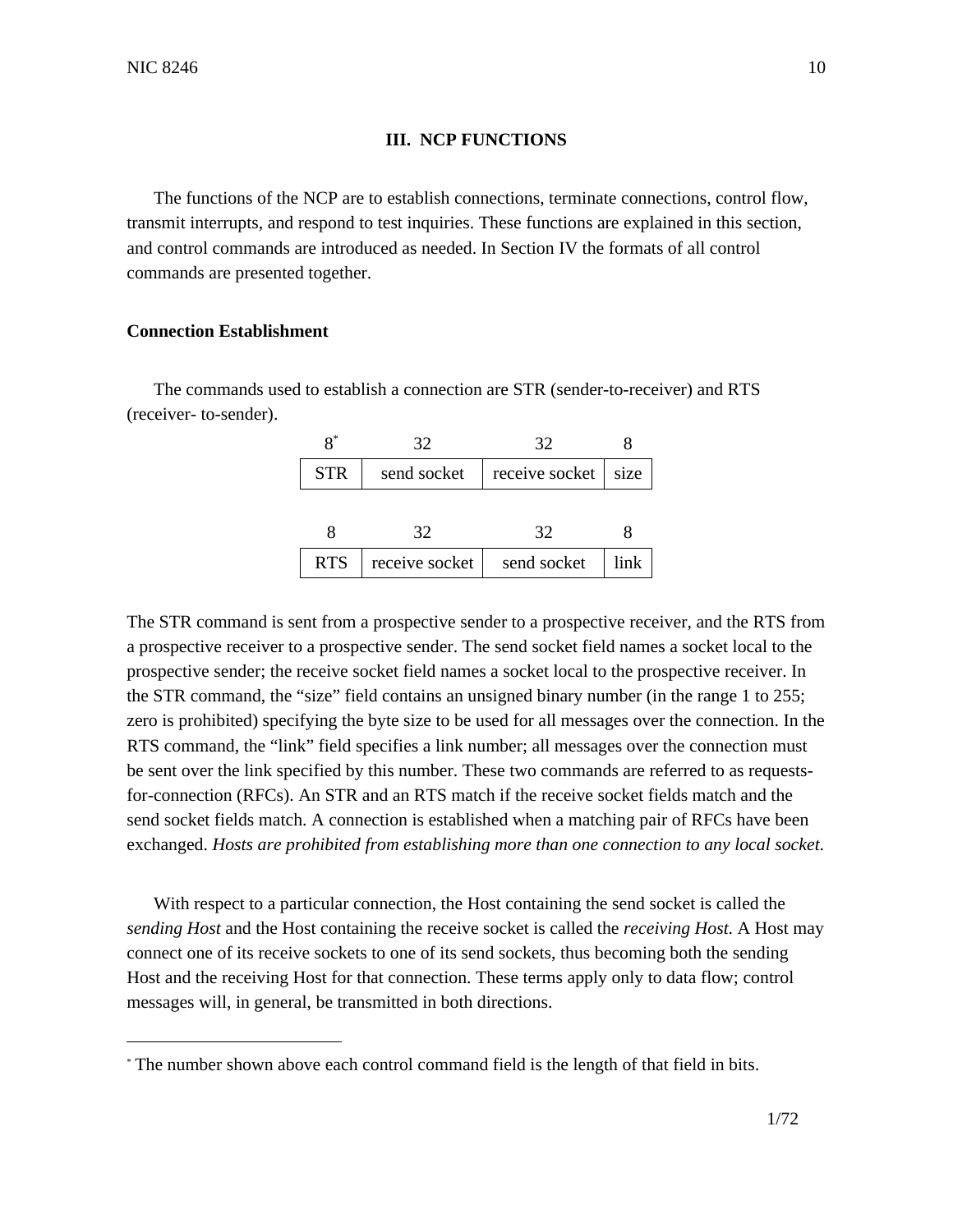## III. NCP FUNCTIONS

The functions of the NCP are to establish connections, terminate connections, control flow, transmit interrupts, and respond to test inquiries. These functions are explained in this section, and control commands are introduced as needed. In Section IV the formats of all control commands are presented together.

### Connection Establishment

The commands used to establish a connection are STR (sender-to-receiver) and RTS (receiver- to-sender).

| 8* | 32 | 32 | 8 |
|---|---|---|---|
| STR | send socket | receive socket | size |

| 8 | 32 | 32 | 8 |
|---|---|---|---|
| RTS | receive socket | send socket | link |

The STR command is sent from a prospective sender to a prospective receiver, and the RTS from a prospective receiver to a prospective sender. The send socket field names a socket local to the prospective sender; the receive socket field names a socket local to the prospective receiver. In the STR command, the "size" field contains an unsigned binary number (in the range 1 to 255; zero is prohibited) specifying the byte size to be used for all messages over the connection. In the RTS command, the "link" field specifies a link number; all messages over the connection must be sent over the link specified by this number. These two commands are referred to as requests-for-connection (RFCs). An STR and an RTS match if the receive socket fields match and the send socket fields match. A connection is established when a matching pair of RFCs have been exchanged. *Hosts are prohibited from establishing more than one connection to any local socket.*

With respect to a particular connection, the Host containing the send socket is called the *sending Host* and the Host containing the receive socket is called the *receiving Host*. A Host may connect one of its receive sockets to one of its send sockets, thus becoming both the sending Host and the receiving Host for that connection. These terms apply only to data flow; control messages will, in general, be transmitted in both directions.

---

* The number shown above each control command field is the length of that field in bits.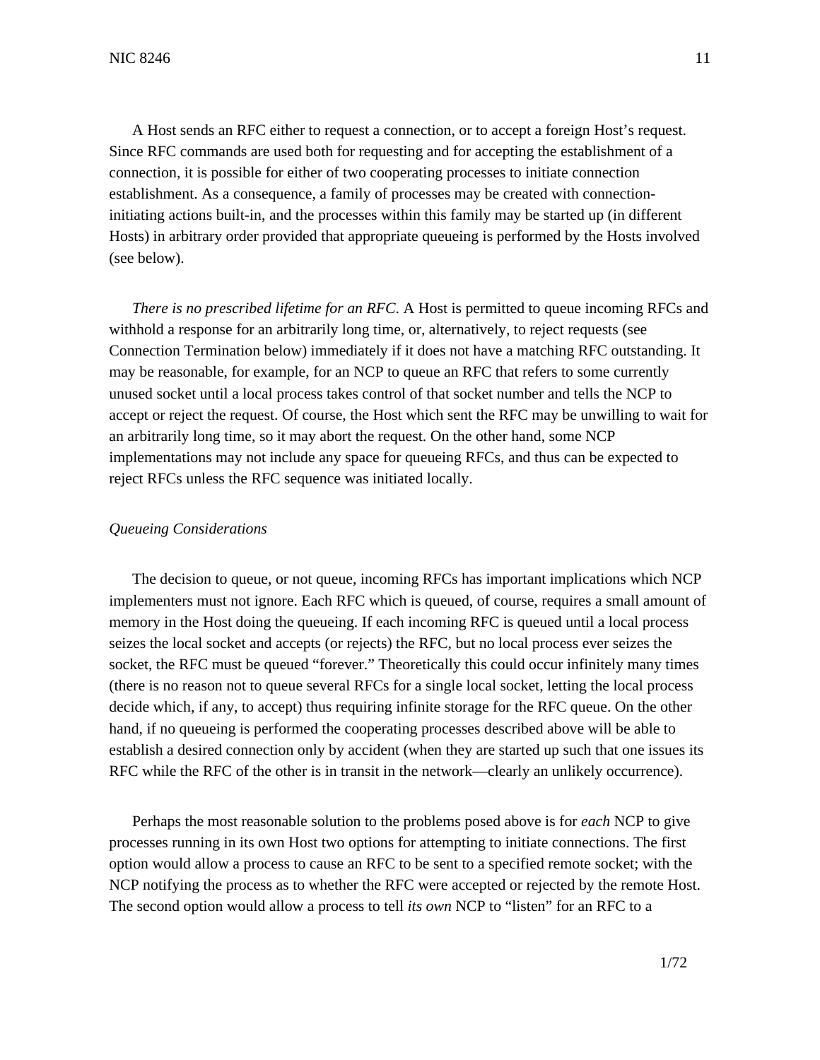A Host sends an RFC either to request a connection, or to accept a foreign Host's request. Since RFC commands are used both for requesting and for accepting the establishment of a connection, it is possible for either of two cooperating processes to initiate connection establishment. As a consequence, a family of processes may be created with connection-initiating actions built-in, and the processes within this family may be started up (in different Hosts) in arbitrary order provided that appropriate queueing is performed by the Hosts involved (see below).

*There is no prescribed lifetime for an RFC.* A Host is permitted to queue incoming RFCs and withhold a response for an arbitrarily long time, or, alternatively, to reject requests (see Connection Termination below) immediately if it does not have a matching RFC outstanding. It may be reasonable, for example, for an NCP to queue an RFC that refers to some currently unused socket until a local process takes control of that socket number and tells the NCP to accept or reject the request. Of course, the Host which sent the RFC may be unwilling to wait for an arbitrarily long time, so it may abort the request. On the other hand, some NCP implementations may not include any space for queueing RFCs, and thus can be expected to reject RFCs unless the RFC sequence was initiated locally.

*Queueing Considerations*

The decision to queue, or not queue, incoming RFCs has important implications which NCP implementers must not ignore. Each RFC which is queued, of course, requires a small amount of memory in the Host doing the queueing. If each incoming RFC is queued until a local process seizes the local socket and accepts (or rejects) the RFC, but no local process ever seizes the socket, the RFC must be queued "forever." Theoretically this could occur infinitely many times (there is no reason not to queue several RFCs for a single local socket, letting the local process decide which, if any, to accept) thus requiring infinite storage for the RFC queue. On the other hand, if no queueing is performed the cooperating processes described above will be able to establish a desired connection only by accident (when they are started up such that one issues its RFC while the RFC of the other is in transit in the network—clearly an unlikely occurrence).

Perhaps the most reasonable solution to the problems posed above is for *each* NCP to give processes running in its own Host two options for attempting to initiate connections. The first option would allow a process to cause an RFC to be sent to a specified remote socket; with the NCP notifying the process as to whether the RFC were accepted or rejected by the remote Host. The second option would allow a process to tell *its own* NCP to "listen" for an RFC to a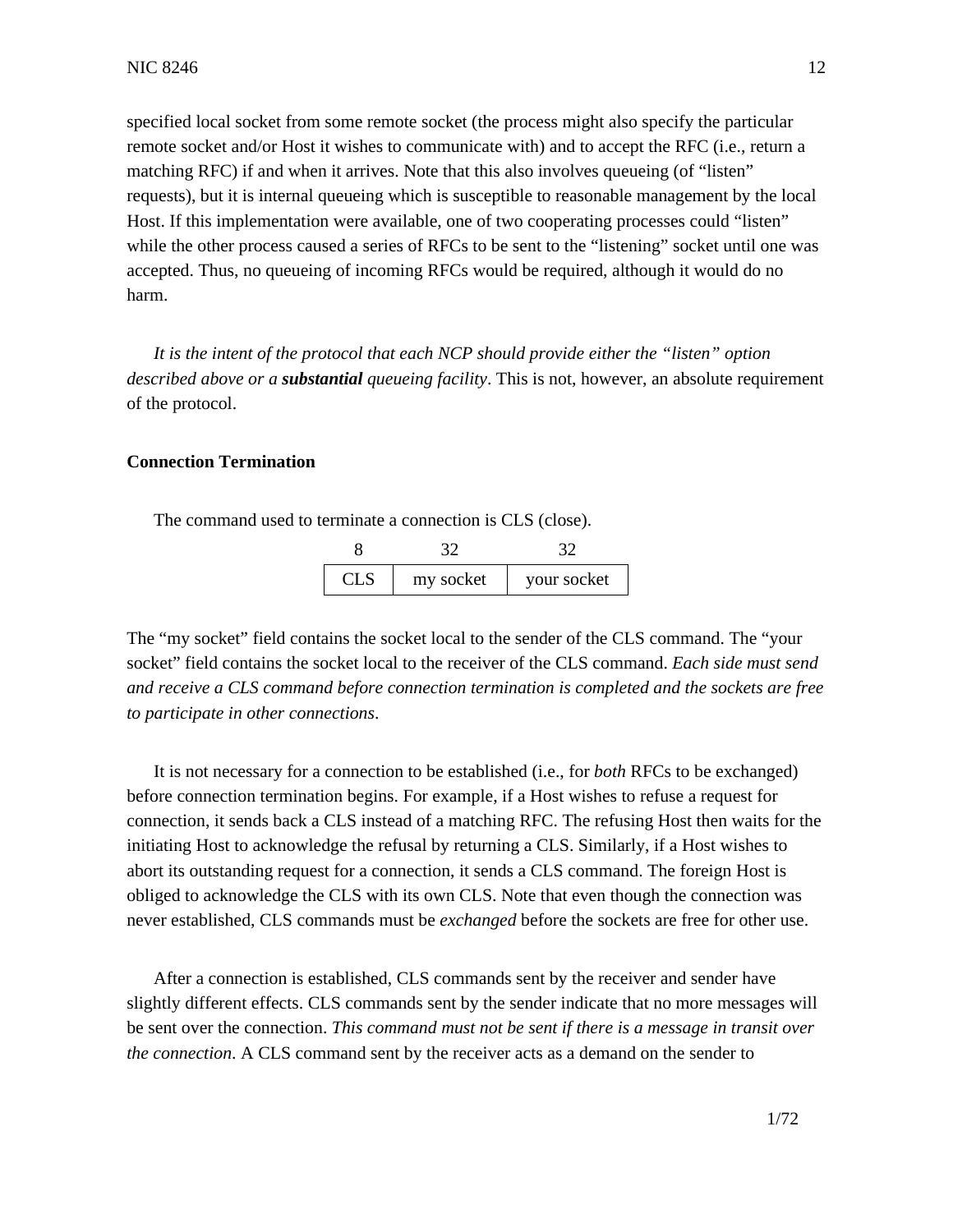specified local socket from some remote socket (the process might also specify the particular remote socket and/or Host it wishes to communicate with) and to accept the RFC (i.e., return a matching RFC) if and when it arrives. Note that this also involves queueing (of "listen" requests), but it is internal queueing which is susceptible to reasonable management by the local Host. If this implementation were available, one of two cooperating processes could "listen" while the other process caused a series of RFCs to be sent to the "listening" socket until one was accepted. Thus, no queueing of incoming RFCs would be required, although it would do no harm.

*It is the intent of the protocol that each NCP should provide either the "listen" option described above or a **substantial** queueing facility*. This is not, however, an absolute requirement of the protocol.

**Connection Termination**

The command used to terminate a connection is CLS (close).

| 8 | 32 | 32 |
|---|---|---|
| CLS | my socket | your socket |

The "my socket" field contains the socket local to the sender of the CLS command. The "your socket" field contains the socket local to the receiver of the CLS command. *Each side must send and receive a CLS command before connection termination is completed and the sockets are free to participate in other connections*.

It is not necessary for a connection to be established (i.e., for *both* RFCs to be exchanged) before connection termination begins. For example, if a Host wishes to refuse a request for connection, it sends back a CLS instead of a matching RFC. The refusing Host then waits for the initiating Host to acknowledge the refusal by returning a CLS. Similarly, if a Host wishes to abort its outstanding request for a connection, it sends a CLS command. The foreign Host is obliged to acknowledge the CLS with its own CLS. Note that even though the connection was never established, CLS commands must be *exchanged* before the sockets are free for other use.

After a connection is established, CLS commands sent by the receiver and sender have slightly different effects. CLS commands sent by the sender indicate that no more messages will be sent over the connection. *This command must not be sent if there is a message in transit over the connection*. A CLS command sent by the receiver acts as a demand on the sender to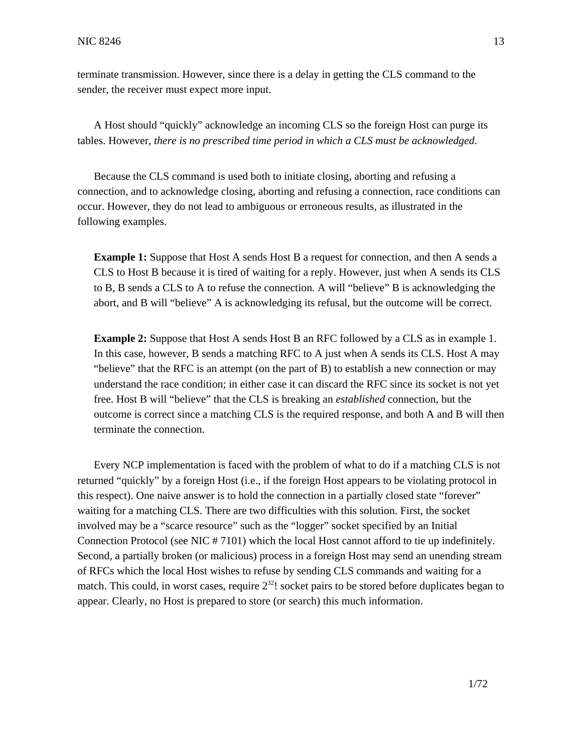terminate transmission. However, since there is a delay in getting the CLS command to the sender, the receiver must expect more input.

A Host should “quickly” acknowledge an incoming CLS so the foreign Host can purge its tables. However, *there is no prescribed time period in which a CLS must be acknowledged*.

Because the CLS command is used both to initiate closing, aborting and refusing a connection, and to acknowledge closing, aborting and refusing a connection, race conditions can occur. However, they do not lead to ambiguous or erroneous results, as illustrated in the following examples.

> **Example 1:** Suppose that Host A sends Host B a request for connection, and then A sends a CLS to Host B because it is tired of waiting for a reply. However, just when A sends its CLS to B, B sends a CLS to A to refuse the connection. A will “believe” B is acknowledging the abort, and B will “believe” A is acknowledging its refusal, but the outcome will be correct.

> **Example 2:** Suppose that Host A sends Host B an RFC followed by a CLS as in example 1. In this case, however, B sends a matching RFC to A just when A sends its CLS. Host A may “believe” that the RFC is an attempt (on the part of B) to establish a new connection or may understand the race condition; in either case it can discard the RFC since its socket is not yet free. Host B will “believe” that the CLS is breaking an *established* connection, but the outcome is correct since a matching CLS is the required response, and both A and B will then terminate the connection.

Every NCP implementation is faced with the problem of what to do if a matching CLS is not returned “quickly” by a foreign Host (i.e., if the foreign Host appears to be violating protocol in this respect). One naive answer is to hold the connection in a partially closed state “forever” waiting for a matching CLS. There are two difficulties with this solution. First, the socket involved may be a “scarce resource” such as the “logger” socket specified by an Initial Connection Protocol (see NIC # 7101) which the local Host cannot afford to tie up indefinitely. Second, a partially broken (or malicious) process in a foreign Host may send an unending stream of RFCs which the local Host wishes to refuse by sending CLS commands and waiting for a match. This could, in worst cases, require $2^{32}$! socket pairs to be stored before duplicates began to appear. Clearly, no Host is prepared to store (or search) this much information.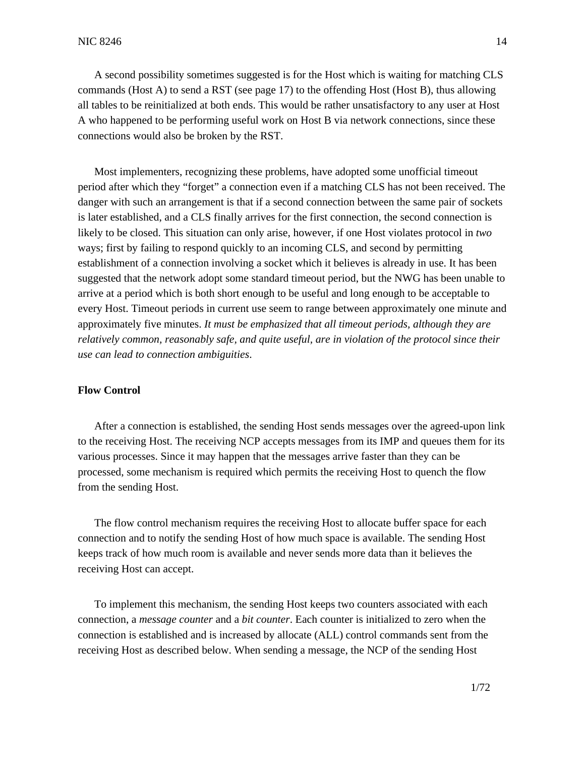A second possibility sometimes suggested is for the Host which is waiting for matching CLS commands (Host A) to send a RST (see page 17) to the offending Host (Host B), thus allowing all tables to be reinitialized at both ends. This would be rather unsatisfactory to any user at Host A who happened to be performing useful work on Host B via network connections, since these connections would also be broken by the RST.

Most implementers, recognizing these problems, have adopted some unofficial timeout period after which they "forget" a connection even if a matching CLS has not been received. The danger with such an arrangement is that if a second connection between the same pair of sockets is later established, and a CLS finally arrives for the first connection, the second connection is likely to be closed. This situation can only arise, however, if one Host violates protocol in *two* ways; first by failing to respond quickly to an incoming CLS, and second by permitting establishment of a connection involving a socket which it believes is already in use. It has been suggested that the network adopt some standard timeout period, but the NWG has been unable to arrive at a period which is both short enough to be useful and long enough to be acceptable to every Host. Timeout periods in current use seem to range between approximately one minute and approximately five minutes. *It must be emphasized that all timeout periods, although they are relatively common, reasonably safe, and quite useful, are in violation of the protocol since their use can lead to connection ambiguities*.

**Flow Control**

After a connection is established, the sending Host sends messages over the agreed-upon link to the receiving Host. The receiving NCP accepts messages from its IMP and queues them for its various processes. Since it may happen that the messages arrive faster than they can be processed, some mechanism is required which permits the receiving Host to quench the flow from the sending Host.

The flow control mechanism requires the receiving Host to allocate buffer space for each connection and to notify the sending Host of how much space is available. The sending Host keeps track of how much room is available and never sends more data than it believes the receiving Host can accept.

To implement this mechanism, the sending Host keeps two counters associated with each connection, a *message counter* and a *bit counter*. Each counter is initialized to zero when the connection is established and is increased by allocate (ALL) control commands sent from the receiving Host as described below. When sending a message, the NCP of the sending Host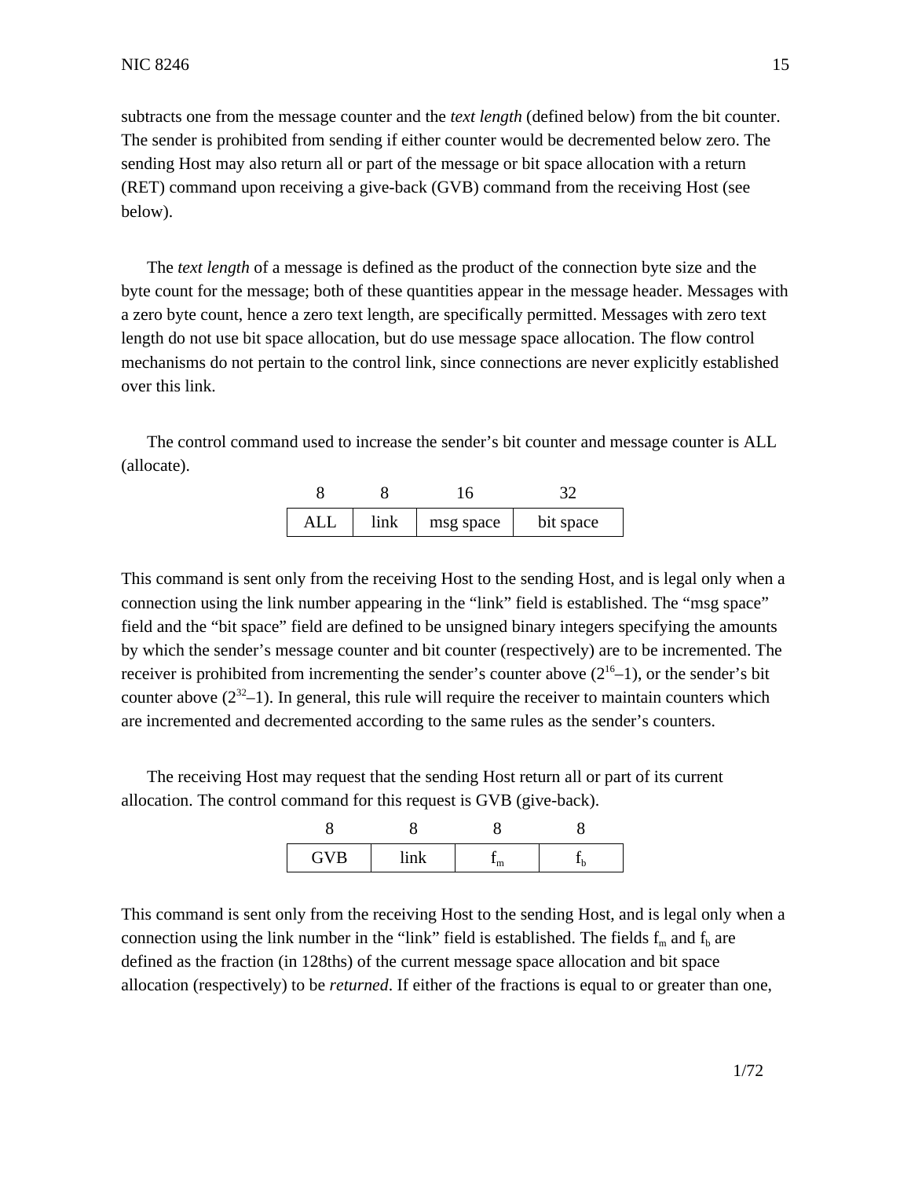subtracts one from the message counter and the *text length* (defined below) from the bit counter. The sender is prohibited from sending if either counter would be decremented below zero. The sending Host may also return all or part of the message or bit space allocation with a return (RET) command upon receiving a give-back (GVB) command from the receiving Host (see below).

The *text length* of a message is defined as the product of the connection byte size and the byte count for the message; both of these quantities appear in the message header. Messages with a zero byte count, hence a zero text length, are specifically permitted. Messages with zero text length do not use bit space allocation, but do use message space allocation. The flow control mechanisms do not pertain to the control link, since connections are never explicitly established over this link.

The control command used to increase the sender's bit counter and message counter is ALL (allocate).

| 8 | 8 | 16 | 32 |
|---|---|---|---|
| ALL | link | msg space | bit space |

This command is sent only from the receiving Host to the sending Host, and is legal only when a connection using the link number appearing in the "link" field is established. The "msg space" field and the "bit space" field are defined to be unsigned binary integers specifying the amounts by which the sender's message counter and bit counter (respectively) are to be incremented. The receiver is prohibited from incrementing the sender's counter above ($2^{16}$–1), or the sender's bit counter above ($2^{32}$–1). In general, this rule will require the receiver to maintain counters which are incremented and decremented according to the same rules as the sender's counters.

The receiving Host may request that the sending Host return all or part of its current allocation. The control command for this request is GVB (give-back).

| 8 | 8 | 8 | 8 |
|---|---|---|---|
| GVB | link | $f_m$ | $f_b$ |

This command is sent only from the receiving Host to the sending Host, and is legal only when a connection using the link number in the "link" field is established. The fields $f_m$ and $f_b$ are defined as the fraction (in 128ths) of the current message space allocation and bit space allocation (respectively) to be *returned*. If either of the fractions is equal to or greater than one,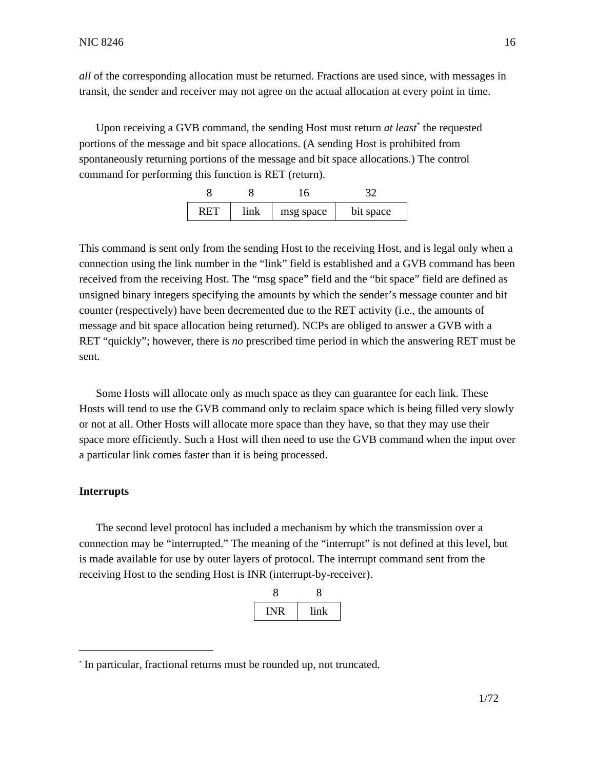*all* of the corresponding allocation must be returned. Fractions are used since, with messages in transit, the sender and receiver may not agree on the actual allocation at every point in time.

Upon receiving a GVB command, the sending Host must return *at least*[*] the requested portions of the message and bit space allocations. (A sending Host is prohibited from spontaneously returning portions of the message and bit space allocations.) The control command for performing this function is RET (return).

| 8 | 8 | 16 | 32 |
|---|---|---|---|
| RET | link | msg space | bit space |

This command is sent only from the sending Host to the receiving Host, and is legal only when a connection using the link number in the "link" field is established and a GVB command has been received from the receiving Host. The "msg space" field and the "bit space" field are defined as unsigned binary integers specifying the amounts by which the sender's message counter and bit counter (respectively) have been decremented due to the RET activity (i.e., the amounts of message and bit space allocation being returned). NCPs are obliged to answer a GVB with a RET "quickly"; however, there is *no* prescribed time period in which the answering RET must be sent.

Some Hosts will allocate only as much space as they can guarantee for each link. These Hosts will tend to use the GVB command only to reclaim space which is being filled very slowly or not at all. Other Hosts will allocate more space than they have, so that they may use their space more efficiently. Such a Host will then need to use the GVB command when the input over a particular link comes faster than it is being processed.

### Interrupts

The second level protocol has included a mechanism by which the transmission over a connection may be "interrupted." The meaning of the "interrupt" is not defined at this level, but is made available for use by outer layers of protocol. The interrupt command sent from the receiving Host to the sending Host is INR (interrupt-by-receiver).

| 8 | 8 |
|---|---|
| INR | link |

[*] In particular, fractional returns must be rounded up, not truncated.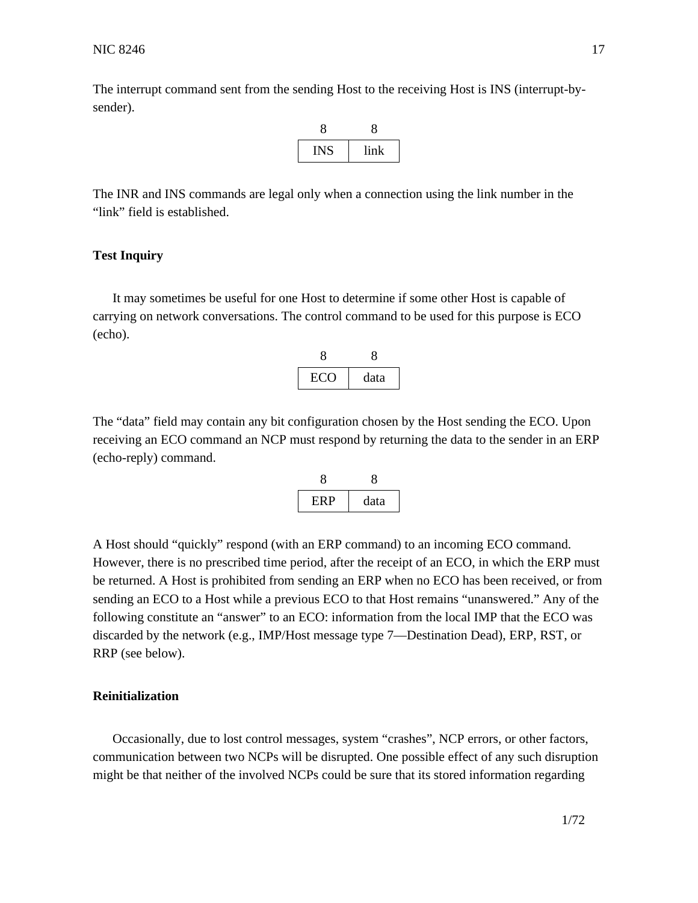The interrupt command sent from the sending Host to the receiving Host is INS (interrupt-by-sender).

| 8 | 8 |
|---|---|
| INS | link |

The INR and INS commands are legal only when a connection using the link number in the “link” field is established.

**Test Inquiry**

It may sometimes be useful for one Host to determine if some other Host is capable of carrying on network conversations. The control command to be used for this purpose is ECO (echo).

| 8 | 8 |
|---|---|
| ECO | data |

The “data” field may contain any bit configuration chosen by the Host sending the ECO. Upon receiving an ECO command an NCP must respond by returning the data to the sender in an ERP (echo-reply) command.

| 8 | 8 |
|---|---|
| ERP | data |

A Host should “quickly” respond (with an ERP command) to an incoming ECO command. However, there is no prescribed time period, after the receipt of an ECO, in which the ERP must be returned. A Host is prohibited from sending an ERP when no ECO has been received, or from sending an ECO to a Host while a previous ECO to that Host remains “unanswered.” Any of the following constitute an “answer” to an ECO: information from the local IMP that the ECO was discarded by the network (e.g., IMP/Host message type 7—Destination Dead), ERP, RST, or RRP (see below).

**Reinitialization**

Occasionally, due to lost control messages, system “crashes”, NCP errors, or other factors, communication between two NCPs will be disrupted. One possible effect of any such disruption might be that neither of the involved NCPs could be sure that its stored information regarding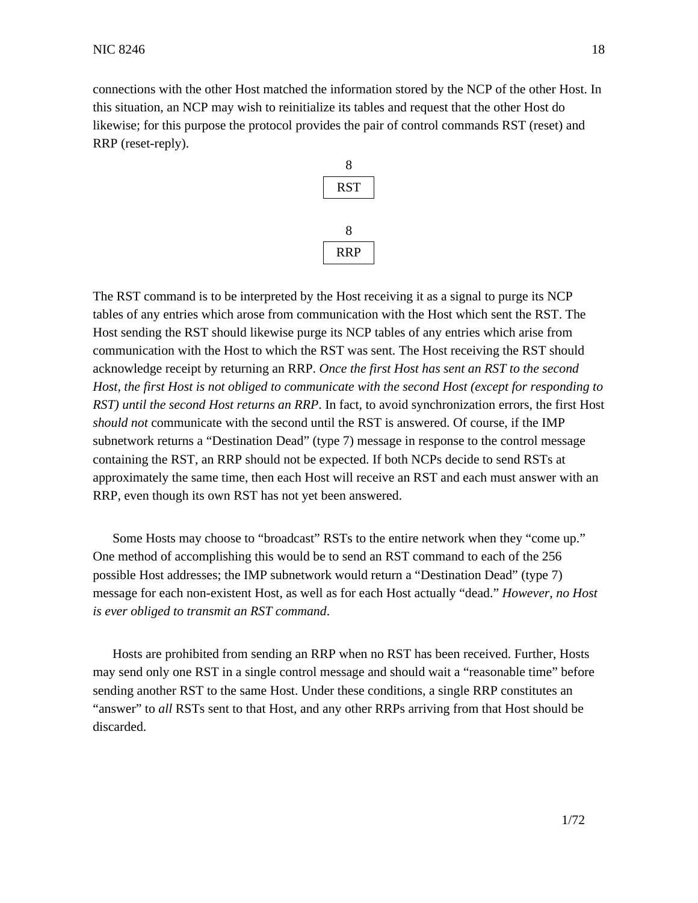connections with the other Host matched the information stored by the NCP of the other Host. In this situation, an NCP may wish to reinitialize its tables and request that the other Host do likewise; for this purpose the protocol provides the pair of control commands RST (reset) and RRP (reset-reply).

| 8 |
|---|
| RST |

| 8 |
|---|
| RRP |

The RST command is to be interpreted by the Host receiving it as a signal to purge its NCP tables of any entries which arose from communication with the Host which sent the RST. The Host sending the RST should likewise purge its NCP tables of any entries which arise from communication with the Host to which the RST was sent. The Host receiving the RST should acknowledge receipt by returning an RRP. *Once the first Host has sent an RST to the second Host, the first Host is not obliged to communicate with the second Host (except for responding to RST) until the second Host returns an RRP*. In fact, to avoid synchronization errors, the first Host *should not* communicate with the second until the RST is answered. Of course, if the IMP subnetwork returns a “Destination Dead” (type 7) message in response to the control message containing the RST, an RRP should not be expected. If both NCPs decide to send RSTs at approximately the same time, then each Host will receive an RST and each must answer with an RRP, even though its own RST has not yet been answered.

Some Hosts may choose to “broadcast” RSTs to the entire network when they “come up.” One method of accomplishing this would be to send an RST command to each of the 256 possible Host addresses; the IMP subnetwork would return a “Destination Dead” (type 7) message for each non-existent Host, as well as for each Host actually “dead.” *However, no Host is ever obliged to transmit an RST command*.

Hosts are prohibited from sending an RRP when no RST has been received. Further, Hosts may send only one RST in a single control message and should wait a “reasonable time” before sending another RST to the same Host. Under these conditions, a single RRP constitutes an “answer” to *all* RSTs sent to that Host, and any other RRPs arriving from that Host should be discarded.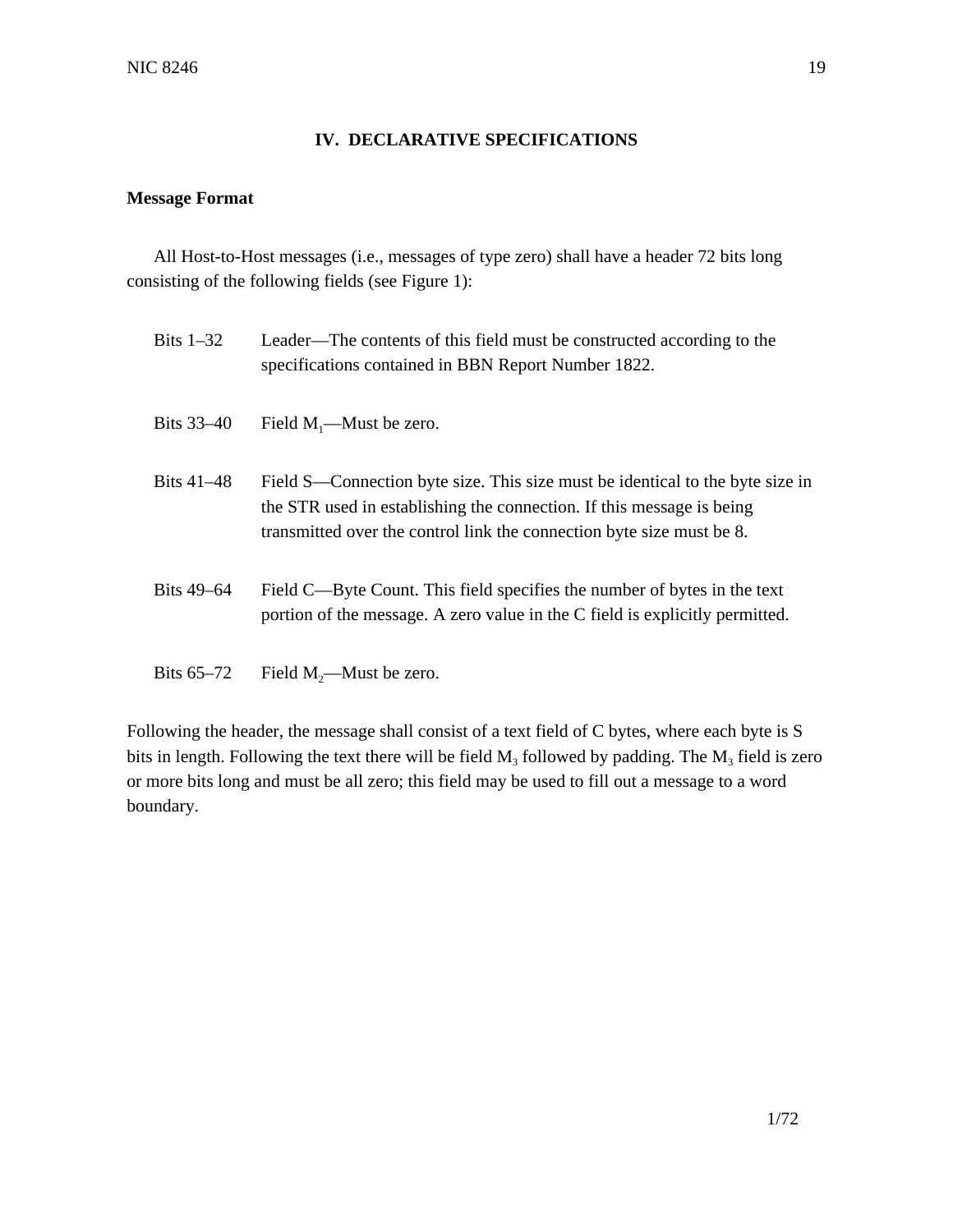## IV. DECLARATIVE SPECIFICATIONS

### Message Format

All Host-to-Host messages (i.e., messages of type zero) shall have a header 72 bits long consisting of the following fields (see Figure 1):

Bits 1–32 Leader—The contents of this field must be constructed according to the specifications contained in BBN Report Number 1822.

Bits 33–40 Field $M_1$—Must be zero.

Bits 41–48 Field S—Connection byte size. This size must be identical to the byte size in the STR used in establishing the connection. If this message is being transmitted over the control link the connection byte size must be 8.

Bits 49–64 Field C—Byte Count. This field specifies the number of bytes in the text portion of the message. A zero value in the C field is explicitly permitted.

Bits 65–72 Field $M_2$—Must be zero.

Following the header, the message shall consist of a text field of C bytes, where each byte is S bits in length. Following the text there will be field $M_3$ followed by padding. The $M_3$ field is zero or more bits long and must be all zero; this field may be used to fill out a message to a word boundary.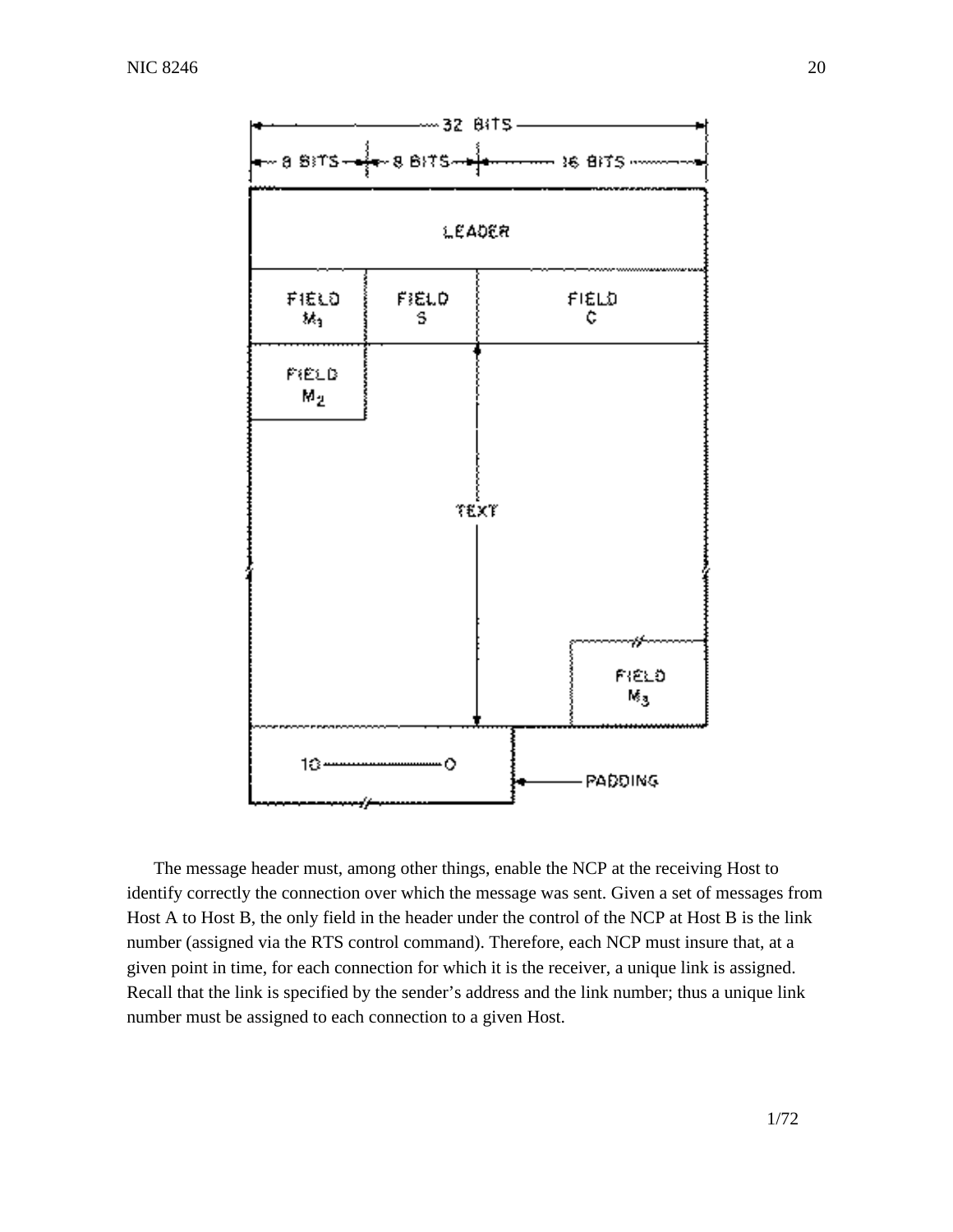The message header must, among other things, enable the NCP at the receiving Host to identify correctly the connection over which the message was sent. Given a set of messages from Host A to Host B, the only field in the header under the control of the NCP at Host B is the link number (assigned via the RTS control command). Therefore, each NCP must insure that, at a given point in time, for each connection for which it is the receiver, a unique link is assigned. Recall that the link is specified by the sender's address and the link number; thus a unique link number must be assigned to each connection to a given Host.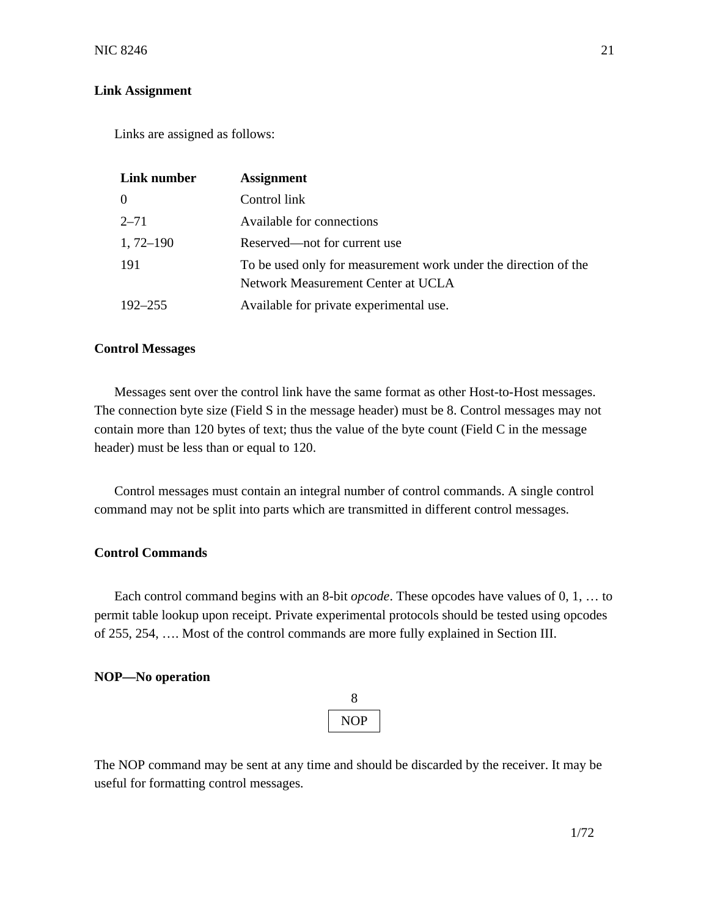**Link Assignment**

Links are assigned as follows:

| Link number | Assignment |
|---|---|
| 0 | Control link |
| 2–71 | Available for connections |
| 1, 72–190 | Reserved—not for current use |
| 191 | To be used only for measurement work under the direction of the Network Measurement Center at UCLA |
| 192–255 | Available for private experimental use. |

**Control Messages**

Messages sent over the control link have the same format as other Host-to-Host messages. The connection byte size (Field S in the message header) must be 8. Control messages may not contain more than 120 bytes of text; thus the value of the byte count (Field C in the message header) must be less than or equal to 120.

Control messages must contain an integral number of control commands. A single control command may not be split into parts which are transmitted in different control messages.

**Control Commands**

Each control command begins with an 8-bit *opcode*. These opcodes have values of 0, 1, … to permit table lookup upon receipt. Private experimental protocols should be tested using opcodes of 255, 254, …. Most of the control commands are more fully explained in Section III.

**NOP—No operation**

| 8 |
|---|
| NOP |

The NOP command may be sent at any time and should be discarded by the receiver. It may be useful for formatting control messages.

1/72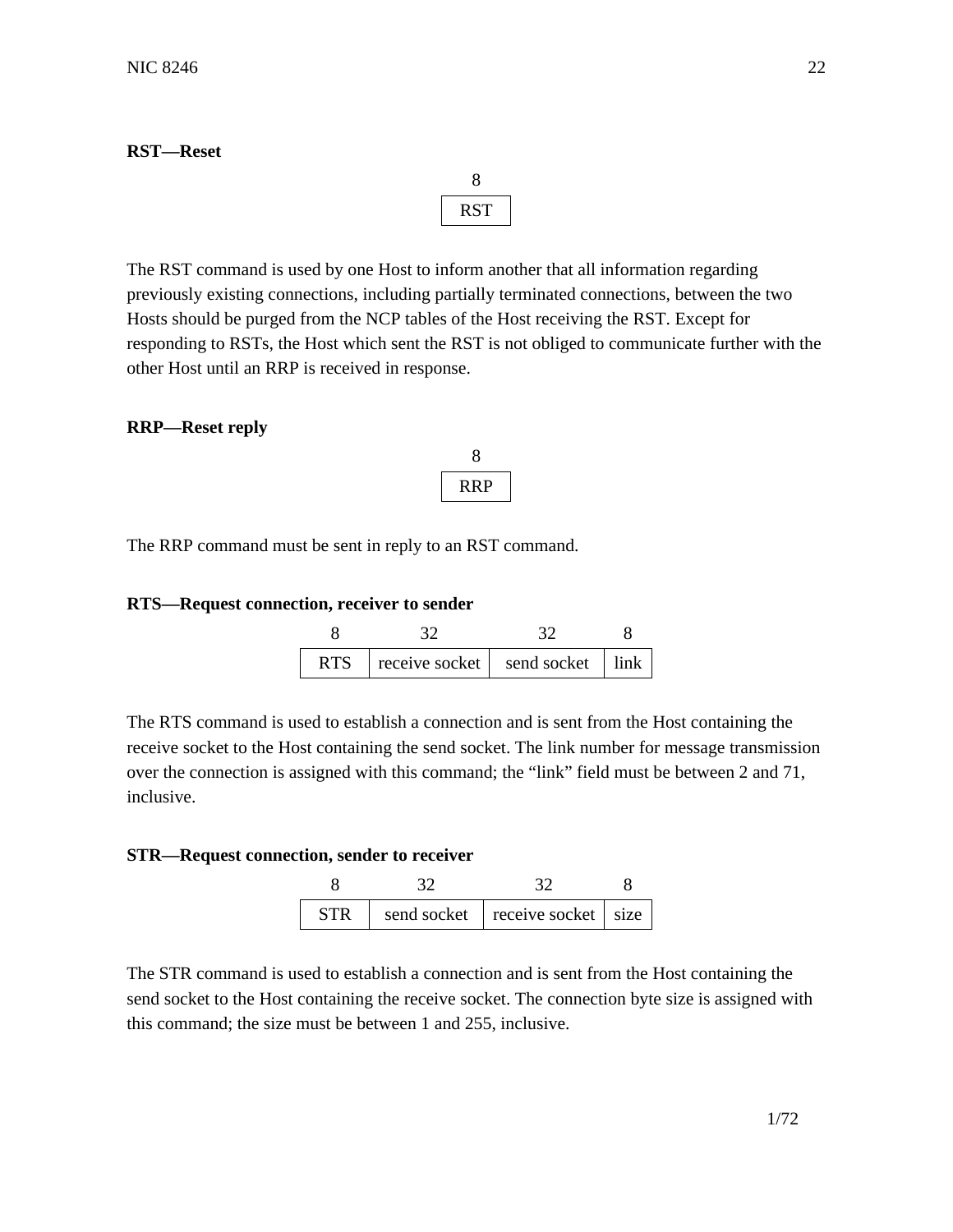**RST—Reset**

| 8 |
|---|
| RST |

The RST command is used by one Host to inform another that all information regarding previously existing connections, including partially terminated connections, between the two Hosts should be purged from the NCP tables of the Host receiving the RST. Except for responding to RSTs, the Host which sent the RST is not obliged to communicate further with the other Host until an RRP is received in response.

**RRP—Reset reply**

| 8 |
|---|
| RRP |

The RRP command must be sent in reply to an RST command.

**RTS—Request connection, receiver to sender**

| 8 | 32 | 32 | 8 |
|---|---|---|---|
| RTS | receive socket | send socket | link |

The RTS command is used to establish a connection and is sent from the Host containing the receive socket to the Host containing the send socket. The link number for message transmission over the connection is assigned with this command; the “link” field must be between 2 and 71, inclusive.

**STR—Request connection, sender to receiver**

| 8 | 32 | 32 | 8 |
|---|---|---|---|
| STR | send socket | receive socket | size |

The STR command is used to establish a connection and is sent from the Host containing the send socket to the Host containing the receive socket. The connection byte size is assigned with this command; the size must be between 1 and 255, inclusive.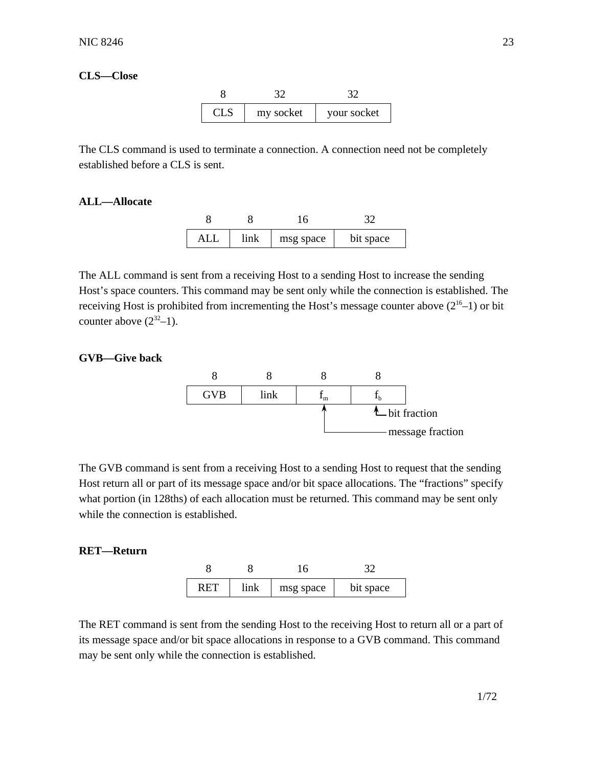**CLS—Close**

| 8 | 32 | 32 |
|---|---|---|
| CLS | my socket | your socket |

The CLS command is used to terminate a connection. A connection need not be completely established before a CLS is sent.

**ALL—Allocate**

| 8 | 8 | 16 | 32 |
|---|---|---|---|
| ALL | link | msg space | bit space |

The ALL command is sent from a receiving Host to a sending Host to increase the sending Host's space counters. This command may be sent only while the connection is established. The receiving Host is prohibited from incrementing the Host's message counter above ($2^{16}$–1) or bit counter above ($2^{32}$–1).

**GVB—Give back**

| 8 | 8 | 8 | 8 |
|---|---|---|---|
| GVB | link | $f_m$ | $f_b$ |

$f_b$: bit fraction
$f_m$: message fraction

The GVB command is sent from a receiving Host to a sending Host to request that the sending Host return all or part of its message space and/or bit space allocations. The "fractions" specify what portion (in 128ths) of each allocation must be returned. This command may be sent only while the connection is established.

**RET—Return**

| 8 | 8 | 16 | 32 |
|---|---|---|---|
| RET | link | msg space | bit space |

The RET command is sent from the sending Host to the receiving Host to return all or a part of its message space and/or bit space allocations in response to a GVB command. This command may be sent only while the connection is established.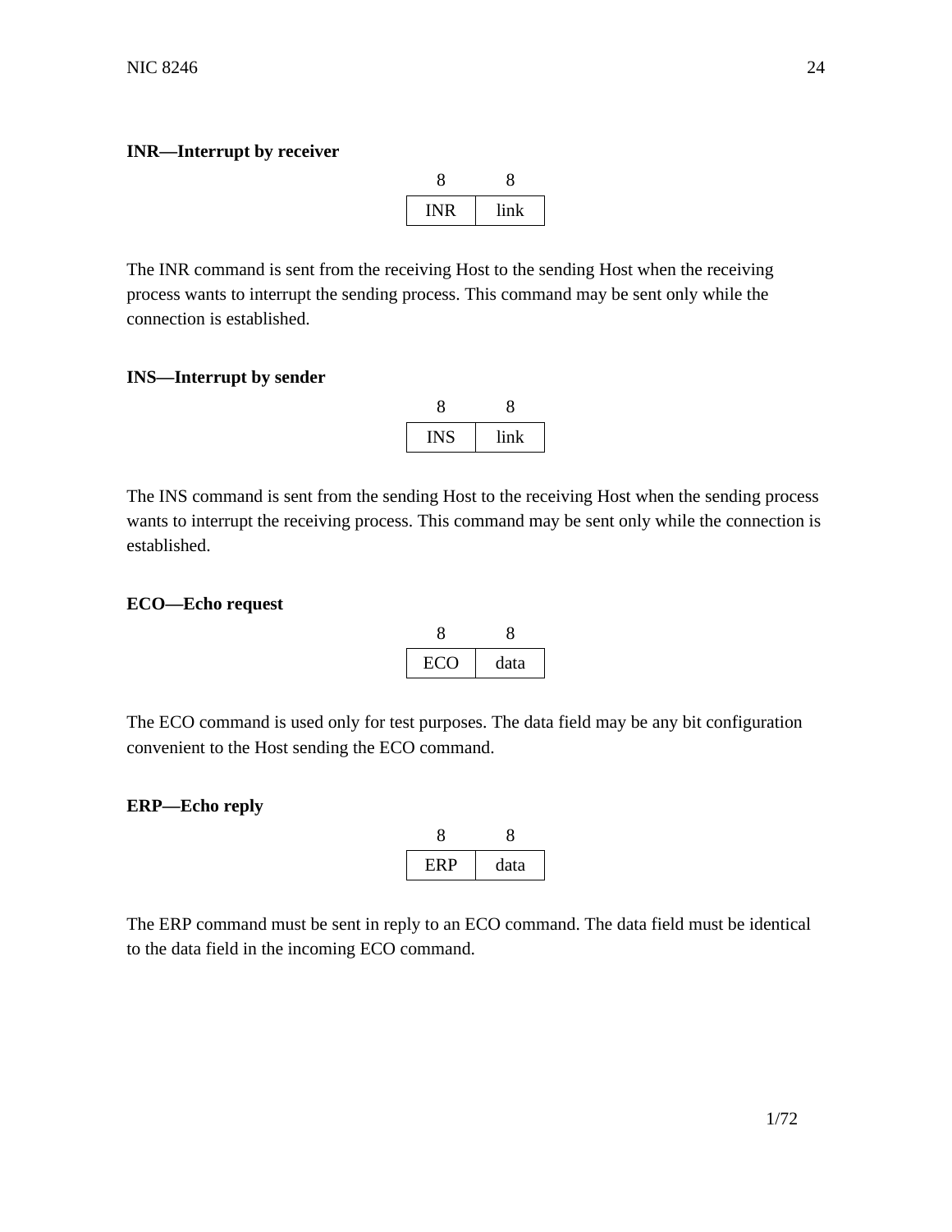**INR—Interrupt by receiver**

| 8 | 8 |
|---|---|
| INR | link |

The INR command is sent from the receiving Host to the sending Host when the receiving process wants to interrupt the sending process. This command may be sent only while the connection is established.

**INS—Interrupt by sender**

| 8 | 8 |
|---|---|
| INS | link |

The INS command is sent from the sending Host to the receiving Host when the sending process wants to interrupt the receiving process. This command may be sent only while the connection is established.

**ECO—Echo request**

| 8 | 8 |
|---|---|
| ECO | data |

The ECO command is used only for test purposes. The data field may be any bit configuration convenient to the Host sending the ECO command.

**ERP—Echo reply**

| 8 | 8 |
|---|---|
| ERP | data |

The ERP command must be sent in reply to an ECO command. The data field must be identical to the data field in the incoming ECO command.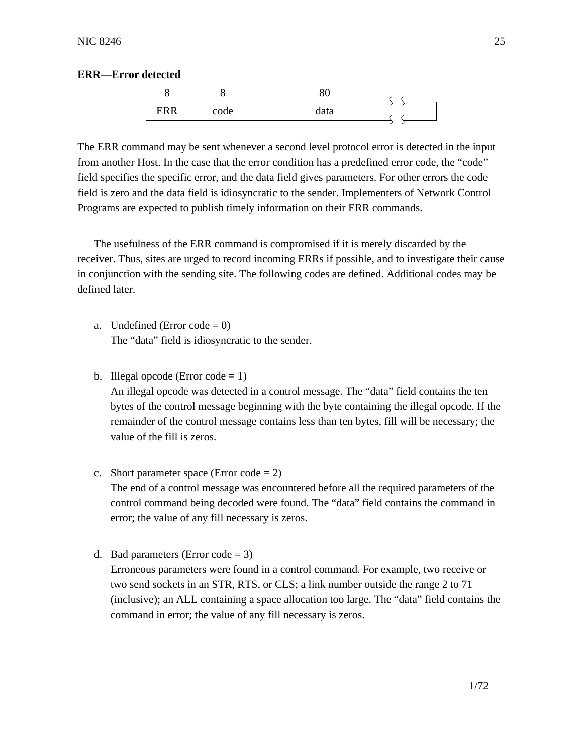**ERR—Error detected**

| 8 | 8 | 80 |
|---|---|---|
| ERR | code | data |

The ERR command may be sent whenever a second level protocol error is detected in the input from another Host. In the case that the error condition has a predefined error code, the "code" field specifies the specific error, and the data field gives parameters. For other errors the code field is zero and the data field is idiosyncratic to the sender. Implementers of Network Control Programs are expected to publish timely information on their ERR commands.

The usefulness of the ERR command is compromised if it is merely discarded by the receiver. Thus, sites are urged to record incoming ERRs if possible, and to investigate their cause in conjunction with the sending site. The following codes are defined. Additional codes may be defined later.

a. Undefined (Error code = 0)
   The "data" field is idiosyncratic to the sender.

b. Illegal opcode (Error code = 1)
   An illegal opcode was detected in a control message. The "data" field contains the ten bytes of the control message beginning with the byte containing the illegal opcode. If the remainder of the control message contains less than ten bytes, fill will be necessary; the value of the fill is zeros.

c. Short parameter space (Error code = 2)
   The end of a control message was encountered before all the required parameters of the control command being decoded were found. The "data" field contains the command in error; the value of any fill necessary is zeros.

d. Bad parameters (Error code = 3)
   Erroneous parameters were found in a control command. For example, two receive or two send sockets in an STR, RTS, or CLS; a link number outside the range 2 to 71 (inclusive); an ALL containing a space allocation too large. The "data" field contains the command in error; the value of any fill necessary is zeros.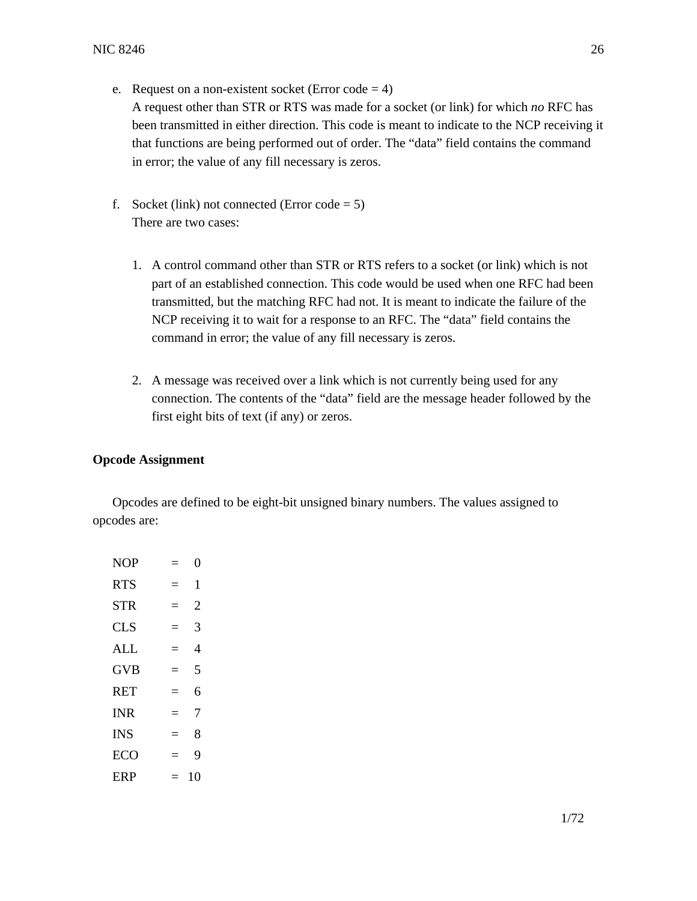e. Request on a non-existent socket (Error code = 4)
   A request other than STR or RTS was made for a socket (or link) for which *no* RFC has been transmitted in either direction. This code is meant to indicate to the NCP receiving it that functions are being performed out of order. The "data" field contains the command in error; the value of any fill necessary is zeros.

f. Socket (link) not connected (Error code = 5)
   There are two cases:

   1. A control command other than STR or RTS refers to a socket (or link) which is not part of an established connection. This code would be used when one RFC had been transmitted, but the matching RFC had not. It is meant to indicate the failure of the NCP receiving it to wait for a response to an RFC. The "data" field contains the command in error; the value of any fill necessary is zeros.

   2. A message was received over a link which is not currently being used for any connection. The contents of the "data" field are the message header followed by the first eight bits of text (if any) or zeros.

**Opcode Assignment**

Opcodes are defined to be eight-bit unsigned binary numbers. The values assigned to opcodes are:

```
NOP   =  0
RTS   =  1
STR   =  2
CLS   =  3
ALL   =  4
GVB   =  5
RET   =  6
INR   =  7
INS   =  8
ECO   =  9
ERP   = 10
```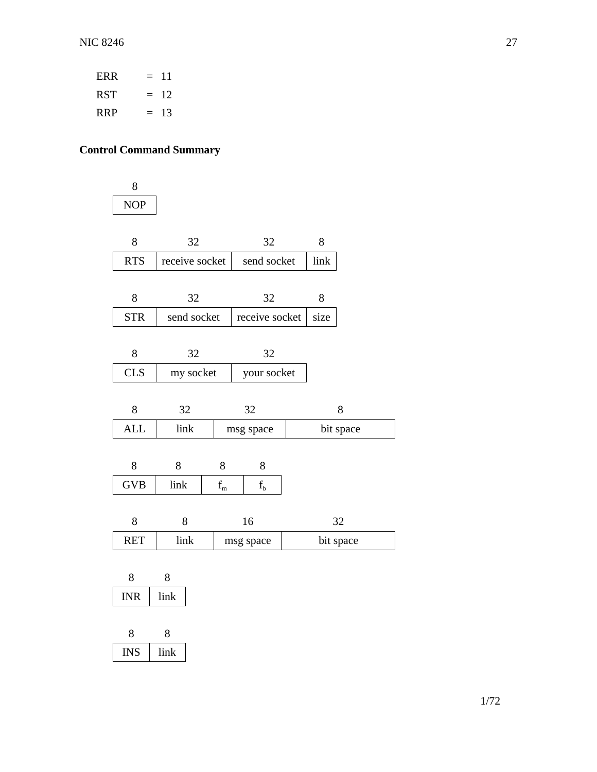ERR = 11

RST = 12

RRP = 13

**Control Command Summary**

| 8 |
|---|
| NOP |

| 8 | 32 | 32 | 8 |
|---|---|---|---|
| RTS | receive socket | send socket | link |

| 8 | 32 | 32 | 8 |
|---|---|---|---|
| STR | send socket | receive socket | size |

| 8 | 32 | 32 |
|---|---|---|
| CLS | my socket | your socket |

| 8 | 32 | 32 | 8 |
|---|---|---|---|
| ALL | link | msg space | bit space |

| 8 | 8 | 8 | 8 |
|---|---|---|---|
| GVB | link | $f_m$ | $f_b$ |

| 8 | 8 | 16 | 32 |
|---|---|---|---|
| RET | link | msg space | bit space |

| 8 | 8 |
|---|---|
| INR | link |

| 8 | 8 |
|---|---|
| INS | link |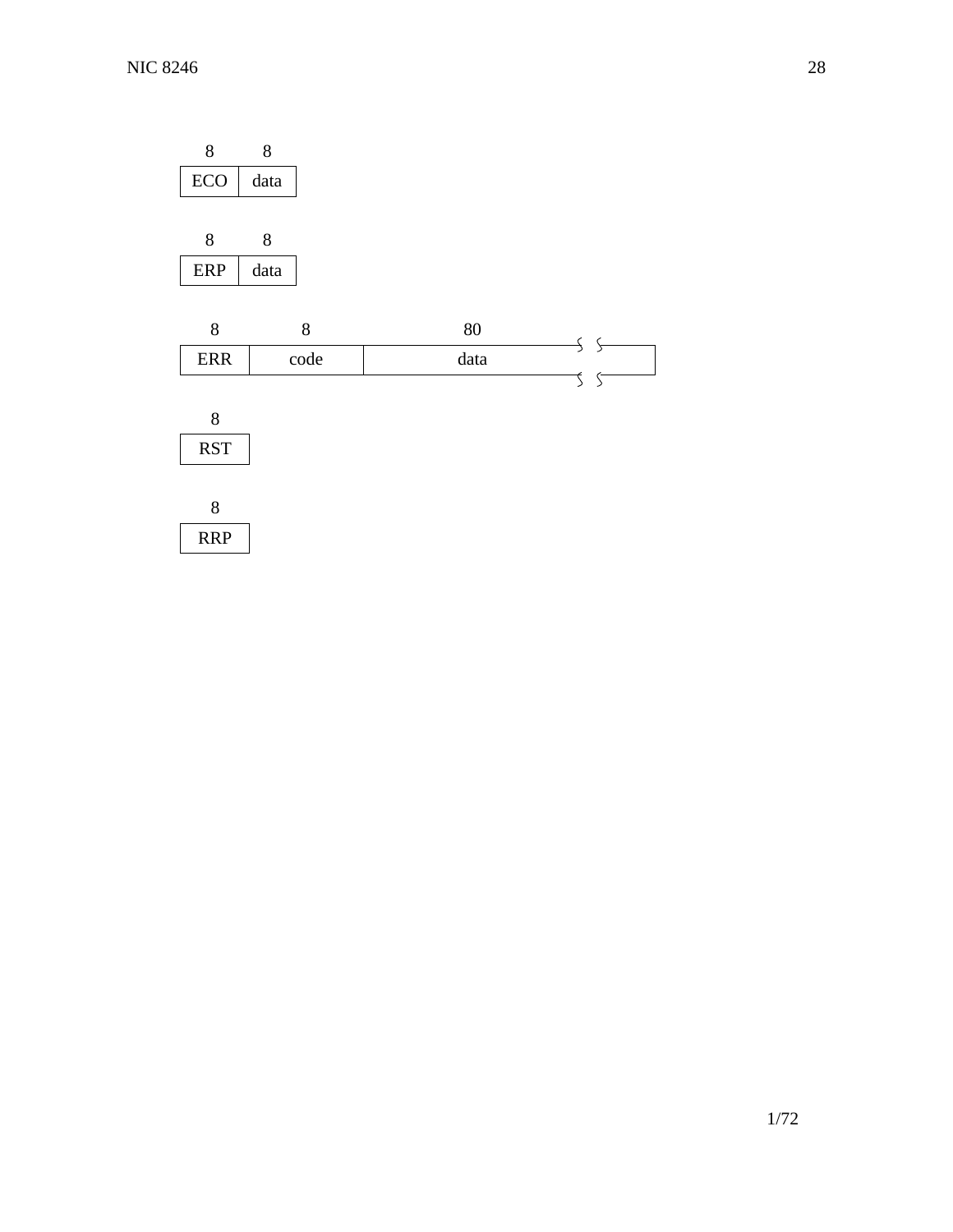| 8 | 8 |
| --- | --- |
| ECO | data |

| 8 | 8 |
| --- | --- |
| ERP | data |

| 8 | 8 | 80 |
| --- | --- | --- |
| ERR | code | data |

| 8 |
| --- |
| RST |

| 8 |
| --- |
| RRP |